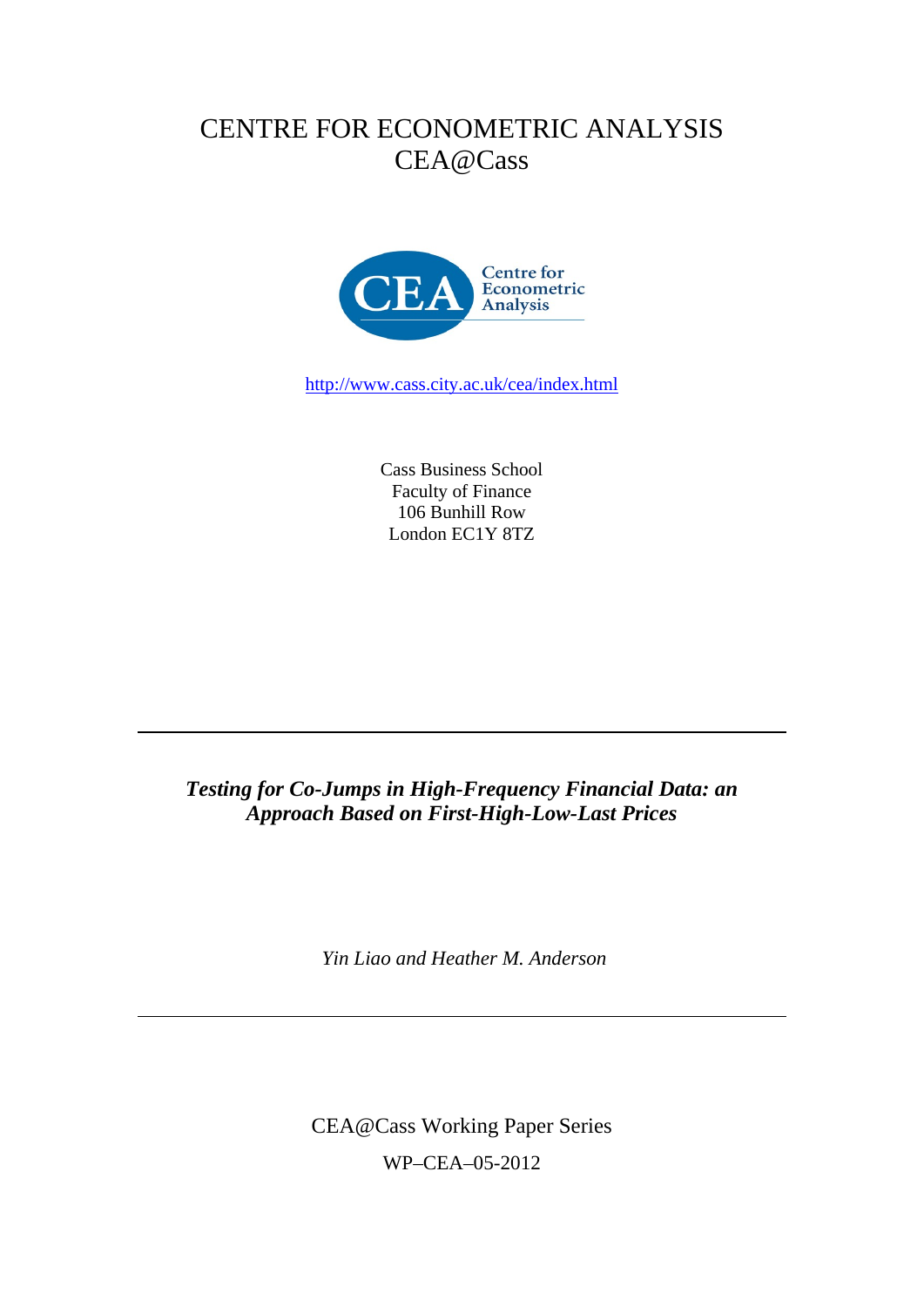# CENTRE FOR ECONOMETRIC ANALYSIS
# CEA@Cass

Centre for Econometric Analysis

http://www.cass.city.ac.uk/cea/index.html

Cass Business School
Faculty of Finance
106 Bunhill Row
London EC1Y 8TZ

---

***Testing for Co-Jumps in High-Frequency Financial Data: an Approach Based on First-High-Low-Last Prices***

*Yin Liao and Heather M. Anderson*

---

CEA@Cass Working Paper Series

WP–CEA–05-2012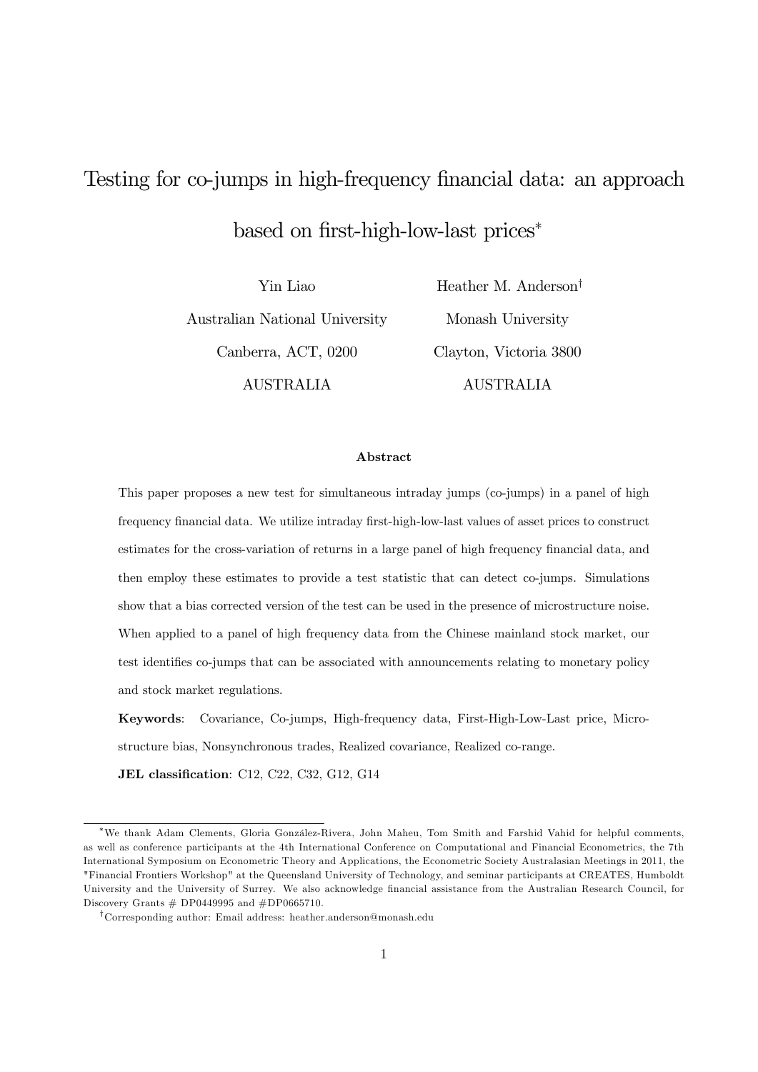# Testing for co-jumps in high-frequency financial data: an approach based on first-high-low-last prices*

Yin Liao
Australian National University
Canberra, ACT, 0200
AUSTRALIA

Heather M. Anderson[†]
Monash University
Clayton, Victoria 3800
AUSTRALIA

### Abstract

This paper proposes a new test for simultaneous intraday jumps (co-jumps) in a panel of high frequency financial data. We utilize intraday first-high-low-last values of asset prices to construct estimates for the cross-variation of returns in a large panel of high frequency financial data, and then employ these estimates to provide a test statistic that can detect co-jumps. Simulations show that a bias corrected version of the test can be used in the presence of microstructure noise. When applied to a panel of high frequency data from the Chinese mainland stock market, our test identifies co-jumps that can be associated with announcements relating to monetary policy and stock market regulations.

**Keywords**: Covariance, Co-jumps, High-frequency data, First-High-Low-Last price, Microstructure bias, Nonsynchronous trades, Realized covariance, Realized co-range.

**JEL classification**: C12, C22, C32, G12, G14

---

*We thank Adam Clements, Gloria González-Rivera, John Maheu, Tom Smith and Farshid Vahid for helpful comments, as well as conference participants at the 4th International Conference on Computational and Financial Econometrics, the 7th International Symposium on Econometric Theory and Applications, the Econometric Society Australasian Meetings in 2011, the "Financial Frontiers Workshop" at the Queensland University of Technology, and seminar participants at CREATES, Humboldt University and the University of Surrey. We also acknowledge financial assistance from the Australian Research Council, for Discovery Grants # DP0449995 and #DP0665710.

[†]Corresponding author: Email address: heather.anderson@monash.edu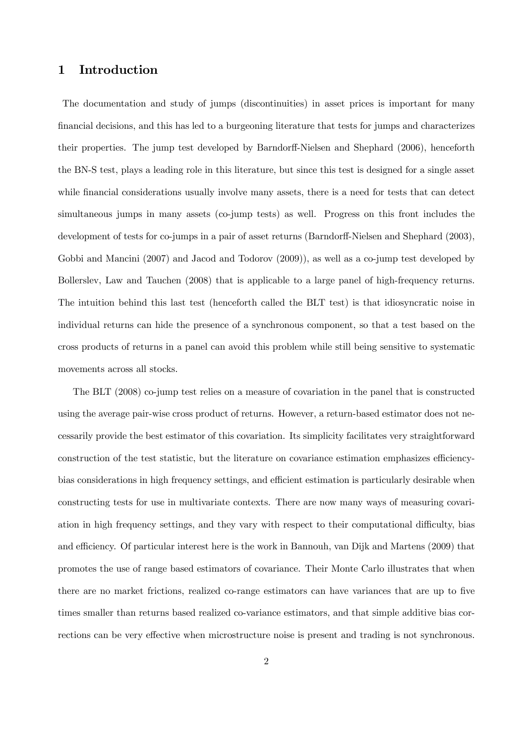# 1 Introduction

The documentation and study of jumps (discontinuities) in asset prices is important for many financial decisions, and this has led to a burgeoning literature that tests for jumps and characterizes their properties. The jump test developed by Barndorff-Nielsen and Shephard (2006), henceforth the BN-S test, plays a leading role in this literature, but since this test is designed for a single asset while financial considerations usually involve many assets, there is a need for tests that can detect simultaneous jumps in many assets (co-jump tests) as well. Progress on this front includes the development of tests for co-jumps in a pair of asset returns (Barndorff-Nielsen and Shephard (2003), Gobbi and Mancini (2007) and Jacod and Todorov (2009)), as well as a co-jump test developed by Bollerslev, Law and Tauchen (2008) that is applicable to a large panel of high-frequency returns. The intuition behind this last test (henceforth called the BLT test) is that idiosyncratic noise in individual returns can hide the presence of a synchronous component, so that a test based on the cross products of returns in a panel can avoid this problem while still being sensitive to systematic movements across all stocks.

The BLT (2008) co-jump test relies on a measure of covariation in the panel that is constructed using the average pair-wise cross product of returns. However, a return-based estimator does not necessarily provide the best estimator of this covariation. Its simplicity facilitates very straightforward construction of the test statistic, but the literature on covariance estimation emphasizes efficiency-bias considerations in high frequency settings, and efficient estimation is particularly desirable when constructing tests for use in multivariate contexts. There are now many ways of measuring covariation in high frequency settings, and they vary with respect to their computational difficulty, bias and efficiency. Of particular interest here is the work in Bannouh, van Dijk and Martens (2009) that promotes the use of range based estimators of covariance. Their Monte Carlo illustrates that when there are no market frictions, realized co-range estimators can have variances that are up to five times smaller than returns based realized co-variance estimators, and that simple additive bias corrections can be very effective when microstructure noise is present and trading is not synchronous.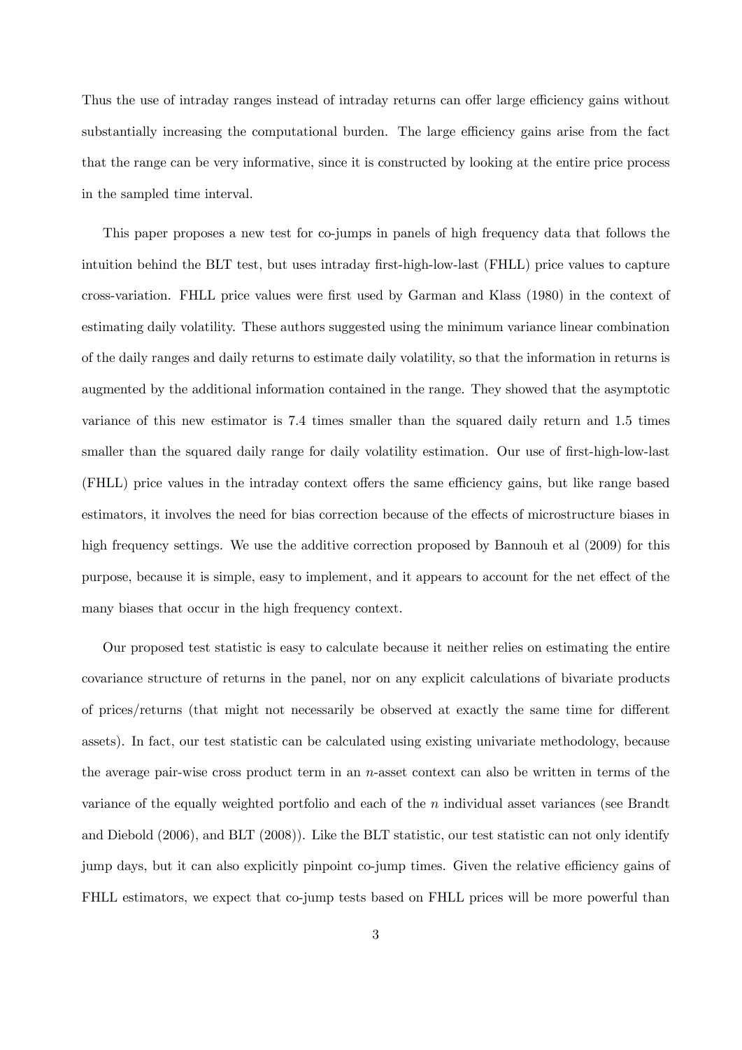Thus the use of intraday ranges instead of intraday returns can offer large efficiency gains without substantially increasing the computational burden. The large efficiency gains arise from the fact that the range can be very informative, since it is constructed by looking at the entire price process in the sampled time interval.

This paper proposes a new test for co-jumps in panels of high frequency data that follows the intuition behind the BLT test, but uses intraday first-high-low-last (FHLL) price values to capture cross-variation. FHLL price values were first used by Garman and Klass (1980) in the context of estimating daily volatility. These authors suggested using the minimum variance linear combination of the daily ranges and daily returns to estimate daily volatility, so that the information in returns is augmented by the additional information contained in the range. They showed that the asymptotic variance of this new estimator is 7.4 times smaller than the squared daily return and 1.5 times smaller than the squared daily range for daily volatility estimation. Our use of first-high-low-last (FHLL) price values in the intraday context offers the same efficiency gains, but like range based estimators, it involves the need for bias correction because of the effects of microstructure biases in high frequency settings. We use the additive correction proposed by Bannouh et al (2009) for this purpose, because it is simple, easy to implement, and it appears to account for the net effect of the many biases that occur in the high frequency context.

Our proposed test statistic is easy to calculate because it neither relies on estimating the entire covariance structure of returns in the panel, nor on any explicit calculations of bivariate products of prices/returns (that might not necessarily be observed at exactly the same time for different assets). In fact, our test statistic can be calculated using existing univariate methodology, because the average pair-wise cross product term in an $n$-asset context can also be written in terms of the variance of the equally weighted portfolio and each of the $n$ individual asset variances (see Brandt and Diebold (2006), and BLT (2008)). Like the BLT statistic, our test statistic can not only identify jump days, but it can also explicitly pinpoint co-jump times. Given the relative efficiency gains of FHLL estimators, we expect that co-jump tests based on FHLL prices will be more powerful than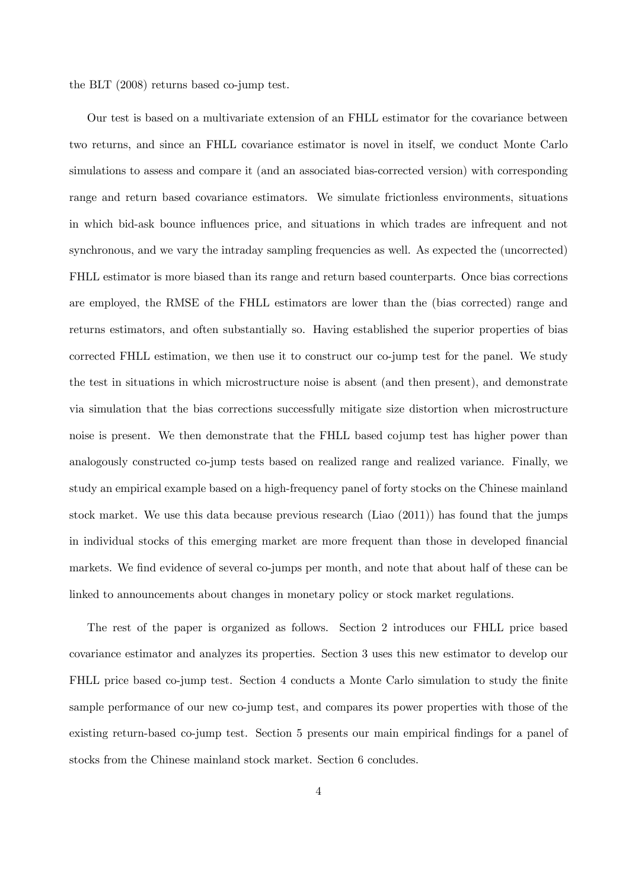the BLT (2008) returns based co-jump test.

Our test is based on a multivariate extension of an FHLL estimator for the covariance between two returns, and since an FHLL covariance estimator is novel in itself, we conduct Monte Carlo simulations to assess and compare it (and an associated bias-corrected version) with corresponding range and return based covariance estimators. We simulate frictionless environments, situations in which bid-ask bounce influences price, and situations in which trades are infrequent and not synchronous, and we vary the intraday sampling frequencies as well. As expected the (uncorrected) FHLL estimator is more biased than its range and return based counterparts. Once bias corrections are employed, the RMSE of the FHLL estimators are lower than the (bias corrected) range and returns estimators, and often substantially so. Having established the superior properties of bias corrected FHLL estimation, we then use it to construct our co-jump test for the panel. We study the test in situations in which microstructure noise is absent (and then present), and demonstrate via simulation that the bias corrections successfully mitigate size distortion when microstructure noise is present. We then demonstrate that the FHLL based cojump test has higher power than analogously constructed co-jump tests based on realized range and realized variance. Finally, we study an empirical example based on a high-frequency panel of forty stocks on the Chinese mainland stock market. We use this data because previous research (Liao (2011)) has found that the jumps in individual stocks of this emerging market are more frequent than those in developed financial markets. We find evidence of several co-jumps per month, and note that about half of these can be linked to announcements about changes in monetary policy or stock market regulations.

The rest of the paper is organized as follows. Section 2 introduces our FHLL price based covariance estimator and analyzes its properties. Section 3 uses this new estimator to develop our FHLL price based co-jump test. Section 4 conducts a Monte Carlo simulation to study the finite sample performance of our new co-jump test, and compares its power properties with those of the existing return-based co-jump test. Section 5 presents our main empirical findings for a panel of stocks from the Chinese mainland stock market. Section 6 concludes.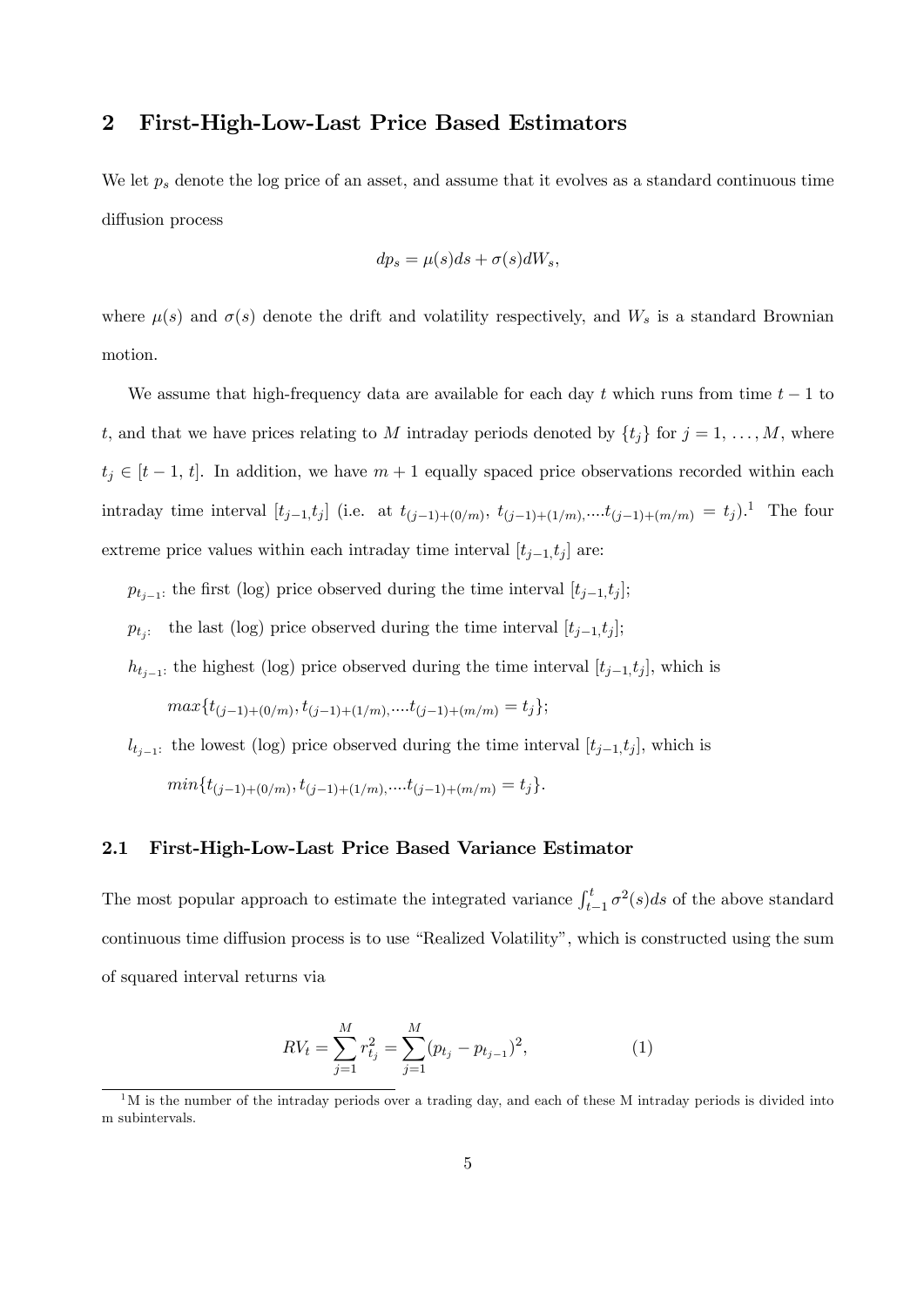## 2 First-High-Low-Last Price Based Estimators

We let $p_s$ denote the log price of an asset, and assume that it evolves as a standard continuous time diffusion process

$$dp_s = \mu(s)ds + \sigma(s)dW_s,$$

where $\mu(s)$ and $\sigma(s)$ denote the drift and volatility respectively, and $W_s$ is a standard Brownian motion.

We assume that high-frequency data are available for each day $t$ which runs from time $t-1$ to $t$, and that we have prices relating to $M$ intraday periods denoted by $\{t_j\}$ for $j = 1, \ldots, M$, where $t_j \in [t-1, t]$. In addition, we have $m+1$ equally spaced price observations recorded within each intraday time interval $[t_{j-1}, t_j]$ (i.e. at $t_{(j-1)+(0/m)}$, $t_{(j-1)+(1/m)}, \ldots t_{(j-1)+(m/m)} = t_j$).[1] The four extreme price values within each intraday time interval $[t_{j-1}, t_j]$ are:

$p_{t_{j-1}}$: the first (log) price observed during the time interval $[t_{j-1}, t_j]$;

$p_{t_j}$: the last (log) price observed during the time interval $[t_{j-1}, t_j]$;

$h_{t_{j-1}}$: the highest (log) price observed during the time interval $[t_{j-1}, t_j]$, which is

$max\{t_{(j-1)+(0/m)}, t_{(j-1)+(1/m)}, \ldots t_{(j-1)+(m/m)} = t_j\}$;

$l_{t_{j-1}}$: the lowest (log) price observed during the time interval $[t_{j-1}, t_j]$, which is

$min\{t_{(j-1)+(0/m)}, t_{(j-1)+(1/m)}, \ldots t_{(j-1)+(m/m)} = t_j\}$.

### 2.1 First-High-Low-Last Price Based Variance Estimator

The most popular approach to estimate the integrated variance $\int_{t-1}^{t} \sigma^2(s)ds$ of the above standard continuous time diffusion process is to use "Realized Volatility", which is constructed using the sum of squared interval returns via

$$RV_t = \sum_{j=1}^{M} r_{t_j}^2 = \sum_{j=1}^{M} (p_{t_j} - p_{t_{j-1}})^2, \tag{1}$$

[1] M is the number of the intraday periods over a trading day, and each of these M intraday periods is divided into m subintervals.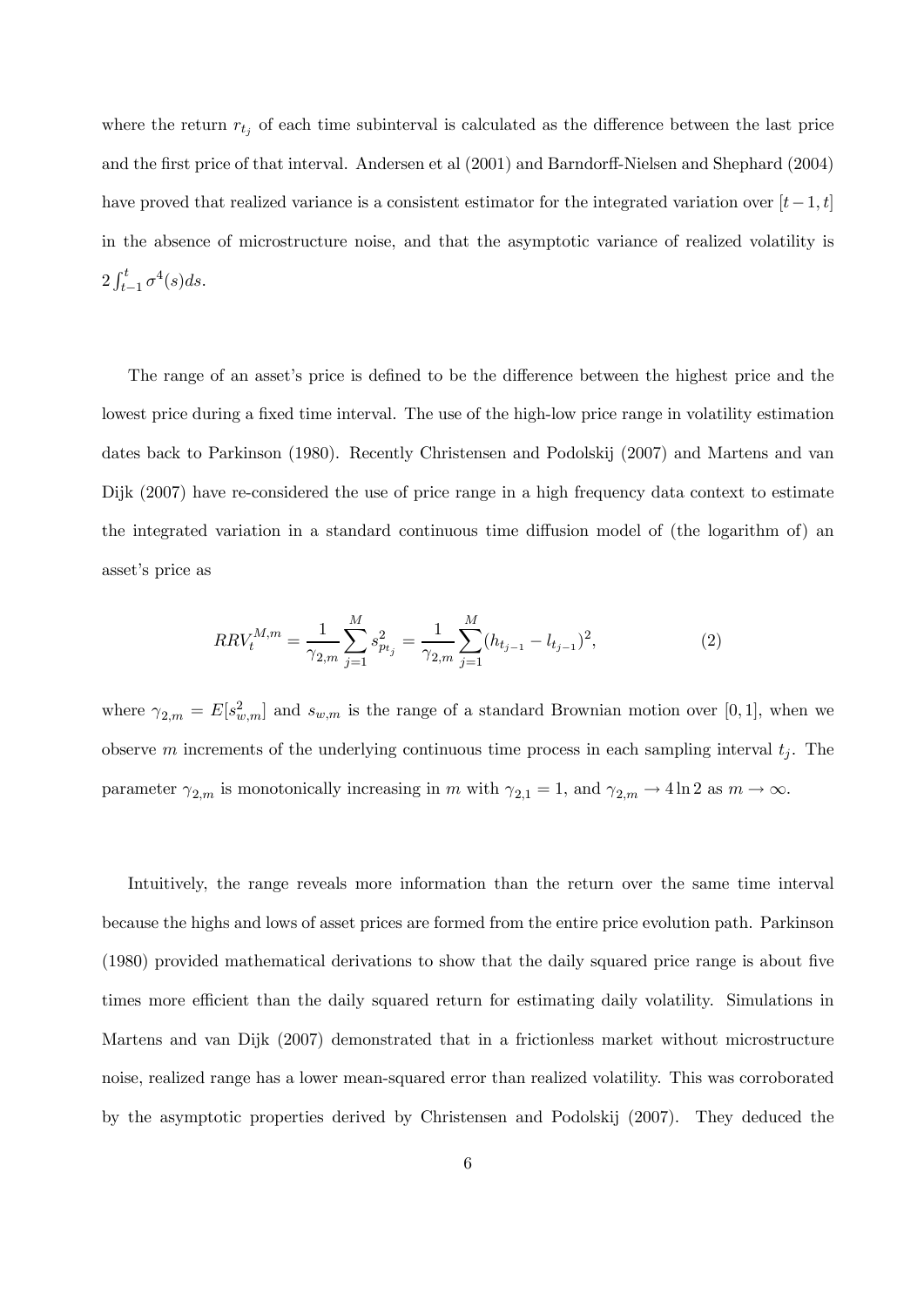where the return $r_{t_j}$ of each time subinterval is calculated as the difference between the last price and the first price of that interval. Andersen et al (2001) and Barndorff-Nielsen and Shephard (2004) have proved that realized variance is a consistent estimator for the integrated variation over $[t-1, t]$ in the absence of microstructure noise, and that the asymptotic variance of realized volatility is $2\int_{t-1}^{t} \sigma^4(s)ds$.

The range of an asset's price is defined to be the difference between the highest price and the lowest price during a fixed time interval. The use of the high-low price range in volatility estimation dates back to Parkinson (1980). Recently Christensen and Podolskij (2007) and Martens and van Dijk (2007) have re-considered the use of price range in a high frequency data context to estimate the integrated variation in a standard continuous time diffusion model of (the logarithm of) an asset's price as

$$RRV_t^{M,m} = \frac{1}{\gamma_{2,m}} \sum_{j=1}^{M} s_{p_{t_j}}^2 = \frac{1}{\gamma_{2,m}} \sum_{j=1}^{M} (h_{t_{j-1}} - l_{t_{j-1}})^2, \tag{2}$$

where $\gamma_{2,m} = E[s_{w,m}^2]$ and $s_{w,m}$ is the range of a standard Brownian motion over $[0,1]$, when we observe $m$ increments of the underlying continuous time process in each sampling interval $t_j$. The parameter $\gamma_{2,m}$ is monotonically increasing in $m$ with $\gamma_{2,1} = 1$, and $\gamma_{2,m} \to 4\ln 2$ as $m \to \infty$.

Intuitively, the range reveals more information than the return over the same time interval because the highs and lows of asset prices are formed from the entire price evolution path. Parkinson (1980) provided mathematical derivations to show that the daily squared price range is about five times more efficient than the daily squared return for estimating daily volatility. Simulations in Martens and van Dijk (2007) demonstrated that in a frictionless market without microstructure noise, realized range has a lower mean-squared error than realized volatility. This was corroborated by the asymptotic properties derived by Christensen and Podolskij (2007). They deduced the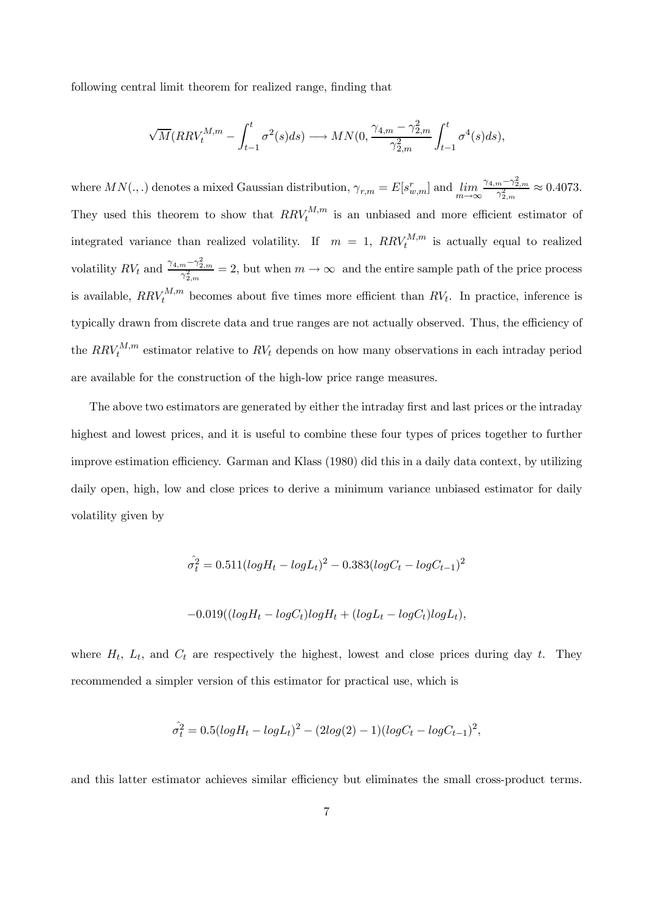following central limit theorem for realized range, finding that

$$\sqrt{M}(RRV_t^{M,m} - \int_{t-1}^{t} \sigma^2(s)ds) \longrightarrow MN(0, \frac{\gamma_{4,m} - \gamma_{2,m}^2}{\gamma_{2,m}^2} \int_{t-1}^{t} \sigma^4(s)ds),$$

where $MN(.,.)$ denotes a mixed Gaussian distribution, $\gamma_{r,m} = E[s_{w,m}^r]$ and $\lim_{m\to\infty} \frac{\gamma_{4,m}-\gamma_{2,m}^2}{\gamma_{2,m}^2} \approx 0.4073$. They used this theorem to show that $RRV_t^{M,m}$ is an unbiased and more efficient estimator of integrated variance than realized volatility. If $m = 1$, $RRV_t^{M,m}$ is actually equal to realized volatility $RV_t$ and $\frac{\gamma_{4,m}-\gamma_{2,m}^2}{\gamma_{2,m}^2} = 2$, but when $m \to \infty$ and the entire sample path of the price process is available, $RRV_t^{M,m}$ becomes about five times more efficient than $RV_t$. In practice, inference is typically drawn from discrete data and true ranges are not actually observed. Thus, the efficiency of the $RRV_t^{M,m}$ estimator relative to $RV_t$ depends on how many observations in each intraday period are available for the construction of the high-low price range measures.

The above two estimators are generated by either the intraday first and last prices or the intraday highest and lowest prices, and it is useful to combine these four types of prices together to further improve estimation efficiency. Garman and Klass (1980) did this in a daily data context, by utilizing daily open, high, low and close prices to derive a minimum variance unbiased estimator for daily volatility given by

$$\hat{\sigma_t^2} = 0.511(logH_t - logL_t)^2 - 0.383(logC_t - logC_{t-1})^2$$

$$-0.019((logH_t - logC_t)logH_t + (logL_t - logC_t)logL_t),$$

where $H_t$, $L_t$, and $C_t$ are respectively the highest, lowest and close prices during day $t$. They recommended a simpler version of this estimator for practical use, which is

$$\hat{\sigma_t^2} = 0.5(logH_t - logL_t)^2 - (2log(2) - 1)(logC_t - logC_{t-1})^2,$$

and this latter estimator achieves similar efficiency but eliminates the small cross-product terms.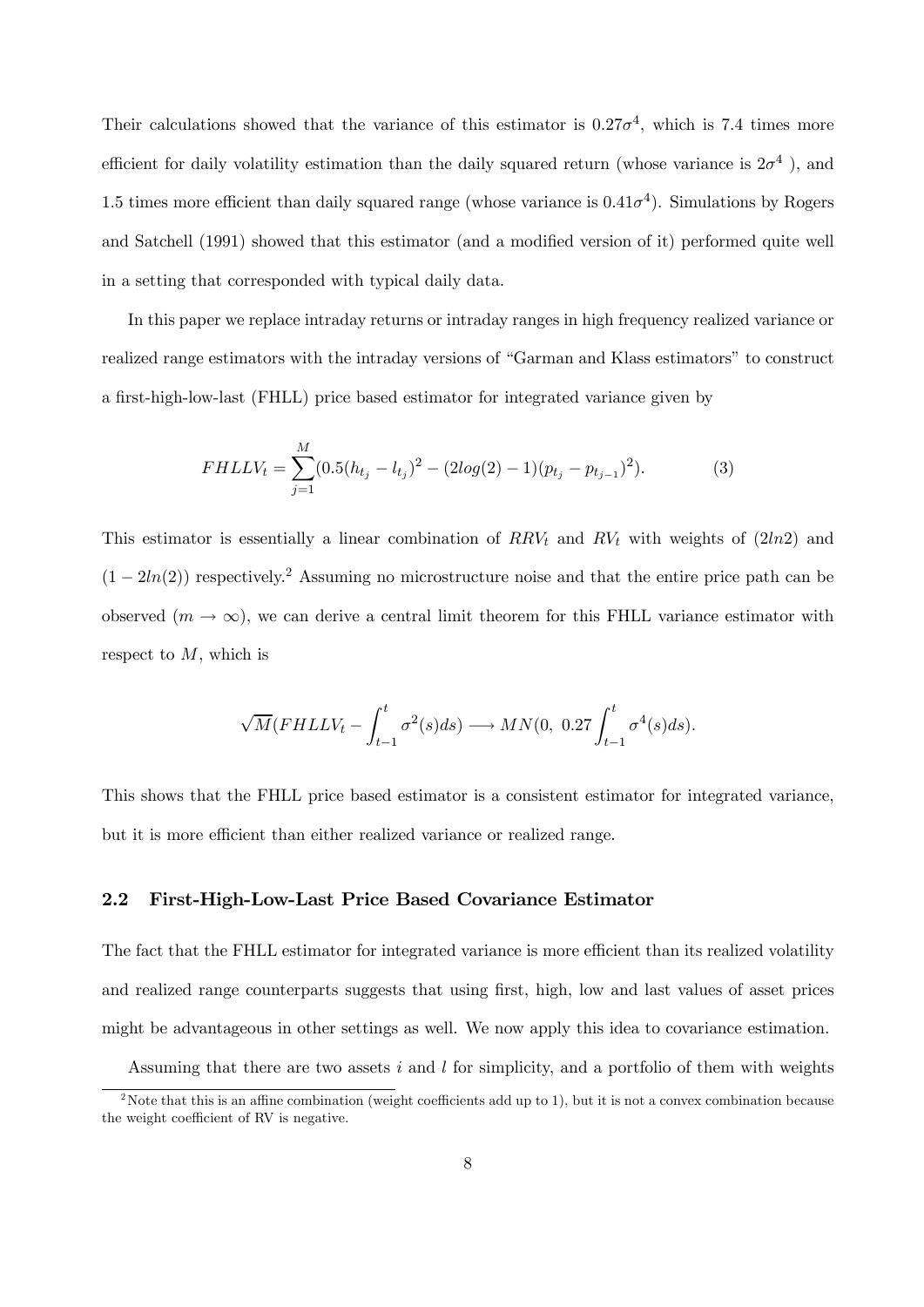Their calculations showed that the variance of this estimator is $0.27\sigma^4$, which is 7.4 times more efficient for daily volatility estimation than the daily squared return (whose variance is $2\sigma^4$ ), and 1.5 times more efficient than daily squared range (whose variance is $0.41\sigma^4$). Simulations by Rogers and Satchell (1991) showed that this estimator (and a modified version of it) performed quite well in a setting that corresponded with typical daily data.

In this paper we replace intraday returns or intraday ranges in high frequency realized variance or realized range estimators with the intraday versions of "Garman and Klass estimators" to construct a first-high-low-last (FHLL) price based estimator for integrated variance given by

$$FHLLV_t = \sum_{j=1}^{M} (0.5(h_{t_j} - l_{t_j})^2 - (2log(2) - 1)(p_{t_j} - p_{t_{j-1}})^2). \tag{3}$$

This estimator is essentially a linear combination of $RRV_t$ and $RV_t$ with weights of $(2ln2)$ and $(1 - 2ln(2))$ respectively.[2] Assuming no microstructure noise and that the entire price path can be observed ($m \rightarrow \infty$), we can derive a central limit theorem for this FHLL variance estimator with respect to $M$, which is

$$\sqrt{M}(FHLLV_t - \int_{t-1}^{t} \sigma^2(s)ds) \longrightarrow MN(0,\ 0.27 \int_{t-1}^{t} \sigma^4(s)ds).$$

This shows that the FHLL price based estimator is a consistent estimator for integrated variance, but it is more efficient than either realized variance or realized range.

## 2.2 First-High-Low-Last Price Based Covariance Estimator

The fact that the FHLL estimator for integrated variance is more efficient than its realized volatility and realized range counterparts suggests that using first, high, low and last values of asset prices might be advantageous in other settings as well. We now apply this idea to covariance estimation.

Assuming that there are two assets $i$ and $l$ for simplicity, and a portfolio of them with weights

[2] Note that this is an affine combination (weight coefficients add up to 1), but it is not a convex combination because the weight coefficient of RV is negative.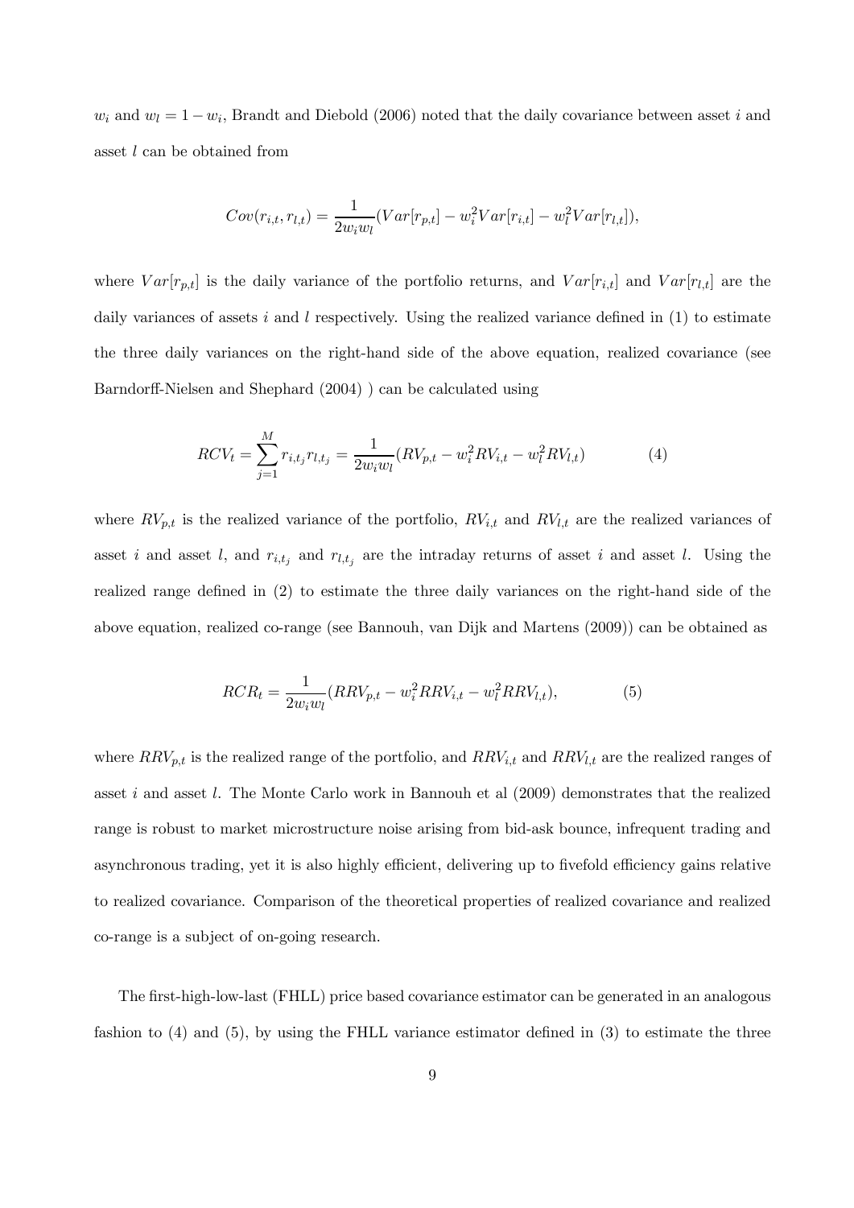$w_i$ and $w_l = 1 - w_i$, Brandt and Diebold (2006) noted that the daily covariance between asset $i$ and asset $l$ can be obtained from

$$Cov(r_{i,t}, r_{l,t}) = \frac{1}{2w_i w_l}(Var[r_{p,t}] - w_i^2 Var[r_{i,t}] - w_l^2 Var[r_{l,t}]),$$

where $Var[r_{p,t}]$ is the daily variance of the portfolio returns, and $Var[r_{i,t}]$ and $Var[r_{l,t}]$ are the daily variances of assets $i$ and $l$ respectively. Using the realized variance defined in (1) to estimate the three daily variances on the right-hand side of the above equation, realized covariance (see Barndorff-Nielsen and Shephard (2004) ) can be calculated using

$$RCV_t = \sum_{j=1}^{M} r_{i,t_j} r_{l,t_j} = \frac{1}{2w_i w_l}(RV_{p,t} - w_i^2 RV_{i,t} - w_l^2 RV_{l,t}) \tag{4}$$

where $RV_{p,t}$ is the realized variance of the portfolio, $RV_{i,t}$ and $RV_{l,t}$ are the realized variances of asset $i$ and asset $l$, and $r_{i,t_j}$ and $r_{l,t_j}$ are the intraday returns of asset $i$ and asset $l$. Using the realized range defined in (2) to estimate the three daily variances on the right-hand side of the above equation, realized co-range (see Bannouh, van Dijk and Martens (2009)) can be obtained as

$$RCR_t = \frac{1}{2w_i w_l}(RRV_{p,t} - w_i^2 RRV_{i,t} - w_l^2 RRV_{l,t}), \tag{5}$$

where $RRV_{p,t}$ is the realized range of the portfolio, and $RRV_{i,t}$ and $RRV_{l,t}$ are the realized ranges of asset $i$ and asset $l$. The Monte Carlo work in Bannouh et al (2009) demonstrates that the realized range is robust to market microstructure noise arising from bid-ask bounce, infrequent trading and asynchronous trading, yet it is also highly efficient, delivering up to fivefold efficiency gains relative to realized covariance. Comparison of the theoretical properties of realized covariance and realized co-range is a subject of on-going research.

The first-high-low-last (FHLL) price based covariance estimator can be generated in an analogous fashion to (4) and (5), by using the FHLL variance estimator defined in (3) to estimate the three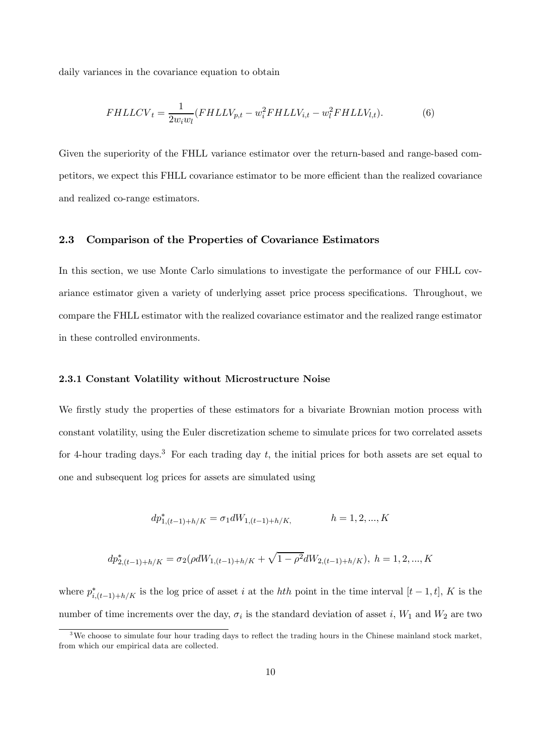daily variances in the covariance equation to obtain

$$FHLLCV_t = \frac{1}{2w_i w_l}(FHLLV_{p,t} - w_i^2 FHLLV_{i,t} - w_l^2 FHLLV_{l,t}). \tag{6}$$

Given the superiority of the FHLL variance estimator over the return-based and range-based competitors, we expect this FHLL covariance estimator to be more efficient than the realized covariance and realized co-range estimators.

## 2.3 Comparison of the Properties of Covariance Estimators

In this section, we use Monte Carlo simulations to investigate the performance of our FHLL covariance estimator given a variety of underlying asset price process specifications. Throughout, we compare the FHLL estimator with the realized covariance estimator and the realized range estimator in these controlled environments.

### 2.3.1 Constant Volatility without Microstructure Noise

We firstly study the properties of these estimators for a bivariate Brownian motion process with constant volatility, using the Euler discretization scheme to simulate prices for two correlated assets for 4-hour trading days.[3] For each trading day $t$, the initial prices for both assets are set equal to one and subsequent log prices for assets are simulated using

$$dp^*_{1,(t-1)+h/K} = \sigma_1 dW_{1,(t-1)+h/K}, \qquad h = 1, 2, ..., K$$

$$dp^*_{2,(t-1)+h/K} = \sigma_2(\rho dW_{1,(t-1)+h/K} + \sqrt{1-\rho^2} dW_{2,(t-1)+h/K}), \ h = 1, 2, ..., K$$

where $p^*_{i,(t-1)+h/K}$ is the log price of asset $i$ at the $hth$ point in the time interval $[t-1, t]$, $K$ is the number of time increments over the day, $\sigma_i$ is the standard deviation of asset $i$, $W_1$ and $W_2$ are two

[3] We choose to simulate four hour trading days to reflect the trading hours in the Chinese mainland stock market, from which our empirical data are collected.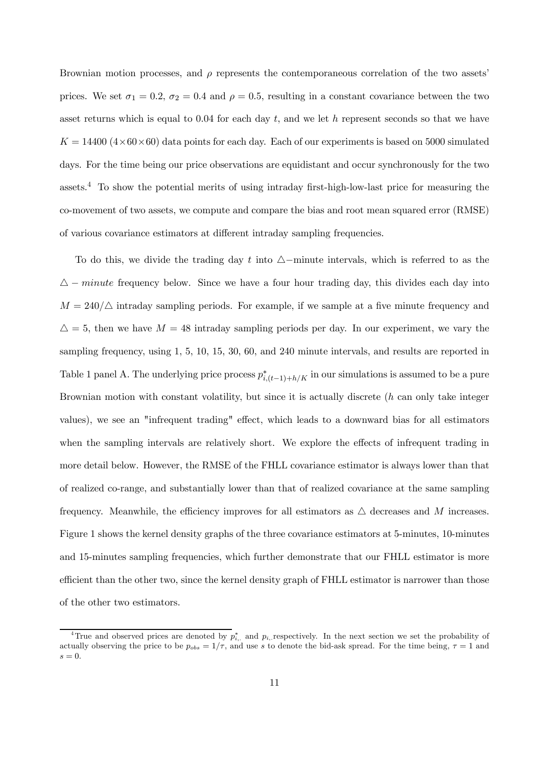Brownian motion processes, and $\rho$ represents the contemporaneous correlation of the two assets' prices. We set $\sigma_1 = 0.2$, $\sigma_2 = 0.4$ and $\rho = 0.5$, resulting in a constant covariance between the two asset returns which is equal to 0.04 for each day $t$, and we let $h$ represent seconds so that we have $K = 14400$ ($4 \times 60 \times 60$) data points for each day. Each of our experiments is based on 5000 simulated days. For the time being our price observations are equidistant and occur synchronously for the two assets.[4] To show the potential merits of using intraday first-high-low-last price for measuring the co-movement of two assets, we compute and compare the bias and root mean squared error (RMSE) of various covariance estimators at different intraday sampling frequencies.

To do this, we divide the trading day $t$ into $\triangle-$minute intervals, which is referred to as the $\triangle - minute$ frequency below. Since we have a four hour trading day, this divides each day into $M = 240/\triangle$ intraday sampling periods. For example, if we sample at a five minute frequency and $\triangle = 5$, then we have $M = 48$ intraday sampling periods per day. In our experiment, we vary the sampling frequency, using 1, 5, 10, 15, 30, 60, and 240 minute intervals, and results are reported in Table 1 panel A. The underlying price process $p^*_{i,(t-1)+h/K}$ in our simulations is assumed to be a pure Brownian motion with constant volatility, but since it is actually discrete ($h$ can only take integer values), we see an "infrequent trading" effect, which leads to a downward bias for all estimators when the sampling intervals are relatively short. We explore the effects of infrequent trading in more detail below. However, the RMSE of the FHLL covariance estimator is always lower than that of realized co-range, and substantially lower than that of realized covariance at the same sampling frequency. Meanwhile, the efficiency improves for all estimators as $\triangle$ decreases and $M$ increases. Figure 1 shows the kernel density graphs of the three covariance estimators at 5-minutes, 10-minutes and 15-minutes sampling frequencies, which further demonstrate that our FHLL estimator is more efficient than the other two, since the kernel density graph of FHLL estimator is narrower than those of the other two estimators.

[4] True and observed prices are denoted by $p^*_{i,.}$ and $p_{i,.}$ respectively. In the next section we set the probability of actually observing the price to be $p_{obs} = 1/\tau$, and use $s$ to denote the bid-ask spread. For the time being, $\tau = 1$ and $s = 0$.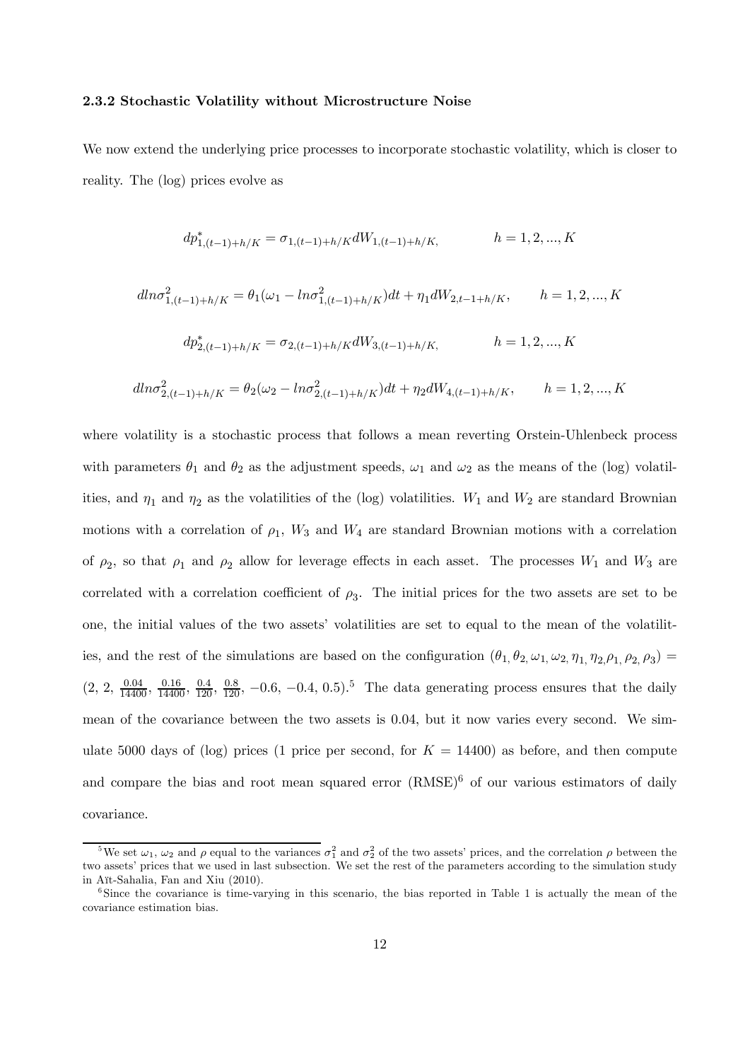### 2.3.2 Stochastic Volatility without Microstructure Noise

We now extend the underlying price processes to incorporate stochastic volatility, which is closer to reality. The (log) prices evolve as

$$dp^*_{1,(t-1)+h/K} = \sigma_{1,(t-1)+h/K} dW_{1,(t-1)+h/K}, \qquad h = 1, 2, ..., K$$

$$d ln\sigma^2_{1,(t-1)+h/K} = \theta_1(\omega_1 - ln\sigma^2_{1,(t-1)+h/K})dt + \eta_1 dW_{2,t-1+h/K}, \qquad h = 1, 2, ..., K$$

$$dp^*_{2,(t-1)+h/K} = \sigma_{2,(t-1)+h/K} dW_{3,(t-1)+h/K}, \qquad h = 1, 2, ..., K$$

$$d ln\sigma^2_{2,(t-1)+h/K} = \theta_2(\omega_2 - ln\sigma^2_{2,(t-1)+h/K})dt + \eta_2 dW_{4,(t-1)+h/K}, \qquad h = 1, 2, ..., K$$

where volatility is a stochastic process that follows a mean reverting Orstein-Uhlenbeck process with parameters $\theta_1$ and $\theta_2$ as the adjustment speeds, $\omega_1$ and $\omega_2$ as the means of the (log) volatilities, and $\eta_1$ and $\eta_2$ as the volatilities of the (log) volatilities. $W_1$ and $W_2$ are standard Brownian motions with a correlation of $\rho_1$, $W_3$ and $W_4$ are standard Brownian motions with a correlation of $\rho_2$, so that $\rho_1$ and $\rho_2$ allow for leverage effects in each asset. The processes $W_1$ and $W_3$ are correlated with a correlation coefficient of $\rho_3$. The initial prices for the two assets are set to be one, the initial values of the two assets' volatilities are set to equal to the mean of the volatilities, and the rest of the simulations are based on the configuration $(\theta_1, \theta_2, \omega_1, \omega_2, \eta_1, \eta_2, \rho_1, \rho_2, \rho_3) = (2,\ 2,\ \frac{0.04}{14400},\ \frac{0.16}{14400},\ \frac{0.4}{120},\ \frac{0.8}{120},\ -0.6,\ -0.4,\ 0.5)$.[5] The data generating process ensures that the daily mean of the covariance between the two assets is 0.04, but it now varies every second. We simulate 5000 days of (log) prices (1 price per second, for $K = 14400$) as before, and then compute and compare the bias and root mean squared error (RMSE)[6] of our various estimators of daily covariance.

[5] We set $\omega_1$, $\omega_2$ and $\rho$ equal to the variances $\sigma_1^2$ and $\sigma_2^2$ of the two assets' prices, and the correlation $\rho$ between the two assets' prices that we used in last subsection. We set the rest of the parameters according to the simulation study in Aït-Sahalia, Fan and Xiu (2010).

[6] Since the covariance is time-varying in this scenario, the bias reported in Table 1 is actually the mean of the covariance estimation bias.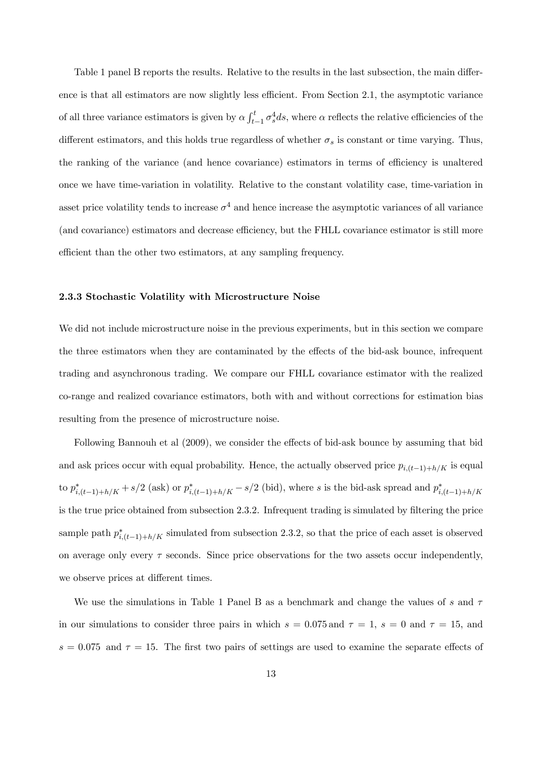Table 1 panel B reports the results. Relative to the results in the last subsection, the main difference is that all estimators are now slightly less efficient. From Section 2.1, the asymptotic variance of all three variance estimators is given by $\alpha \int_{t-1}^{t} \sigma_s^4 ds$, where $\alpha$ reflects the relative efficiencies of the different estimators, and this holds true regardless of whether $\sigma_s$ is constant or time varying. Thus, the ranking of the variance (and hence covariance) estimators in terms of efficiency is unaltered once we have time-variation in volatility. Relative to the constant volatility case, time-variation in asset price volatility tends to increase $\sigma^4$ and hence increase the asymptotic variances of all variance (and covariance) estimators and decrease efficiency, but the FHLL covariance estimator is still more efficient than the other two estimators, at any sampling frequency.

### 2.3.3 Stochastic Volatility with Microstructure Noise

We did not include microstructure noise in the previous experiments, but in this section we compare the three estimators when they are contaminated by the effects of the bid-ask bounce, infrequent trading and asynchronous trading. We compare our FHLL covariance estimator with the realized co-range and realized covariance estimators, both with and without corrections for estimation bias resulting from the presence of microstructure noise.

Following Bannouh et al (2009), we consider the effects of bid-ask bounce by assuming that bid and ask prices occur with equal probability. Hence, the actually observed price $p_{i,(t-1)+h/K}$ is equal to $p^*_{i,(t-1)+h/K} + s/2$ (ask) or $p^*_{i,(t-1)+h/K} - s/2$ (bid), where $s$ is the bid-ask spread and $p^*_{i,(t-1)+h/K}$ is the true price obtained from subsection 2.3.2. Infrequent trading is simulated by filtering the price sample path $p^*_{i,(t-1)+h/K}$ simulated from subsection 2.3.2, so that the price of each asset is observed on average only every $\tau$ seconds. Since price observations for the two assets occur independently, we observe prices at different times.

We use the simulations in Table 1 Panel B as a benchmark and change the values of $s$ and $\tau$ in our simulations to consider three pairs in which $s = 0.075$ and $\tau = 1$, $s = 0$ and $\tau = 15$, and $s = 0.075$ and $\tau = 15$. The first two pairs of settings are used to examine the separate effects of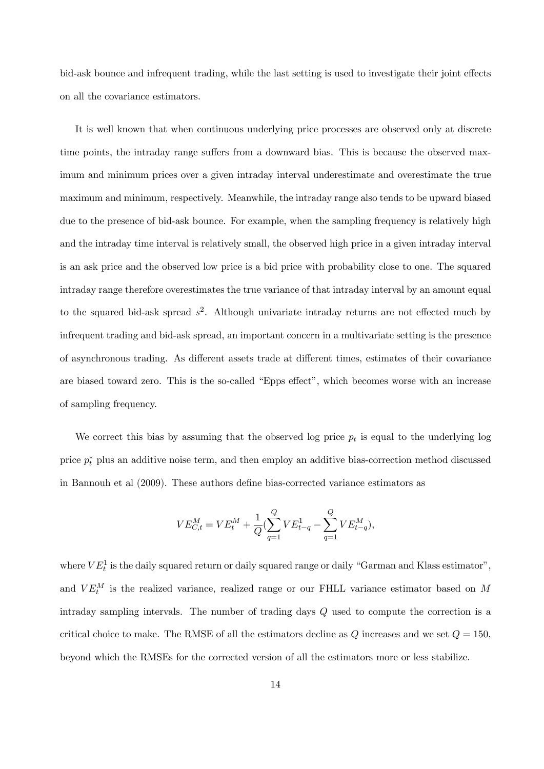bid-ask bounce and infrequent trading, while the last setting is used to investigate their joint effects on all the covariance estimators.

It is well known that when continuous underlying price processes are observed only at discrete time points, the intraday range suffers from a downward bias. This is because the observed maximum and minimum prices over a given intraday interval underestimate and overestimate the true maximum and minimum, respectively. Meanwhile, the intraday range also tends to be upward biased due to the presence of bid-ask bounce. For example, when the sampling frequency is relatively high and the intraday time interval is relatively small, the observed high price in a given intraday interval is an ask price and the observed low price is a bid price with probability close to one. The squared intraday range therefore overestimates the true variance of that intraday interval by an amount equal to the squared bid-ask spread $s^2$. Although univariate intraday returns are not effected much by infrequent trading and bid-ask spread, an important concern in a multivariate setting is the presence of asynchronous trading. As different assets trade at different times, estimates of their covariance are biased toward zero. This is the so-called "Epps effect", which becomes worse with an increase of sampling frequency.

We correct this bias by assuming that the observed log price $p_t$ is equal to the underlying log price $p_t^*$ plus an additive noise term, and then employ an additive bias-correction method discussed in Bannouh et al (2009). These authors define bias-corrected variance estimators as

$$VE_{C,t}^M = VE_t^M + \frac{1}{Q}(\sum_{q=1}^{Q} VE_{t-q}^1 - \sum_{q=1}^{Q} VE_{t-q}^M),$$

where $VE_t^1$ is the daily squared return or daily squared range or daily "Garman and Klass estimator", and $VE_t^M$ is the realized variance, realized range or our FHLL variance estimator based on $M$ intraday sampling intervals. The number of trading days $Q$ used to compute the correction is a critical choice to make. The RMSE of all the estimators decline as $Q$ increases and we set $Q = 150$, beyond which the RMSEs for the corrected version of all the estimators more or less stabilize.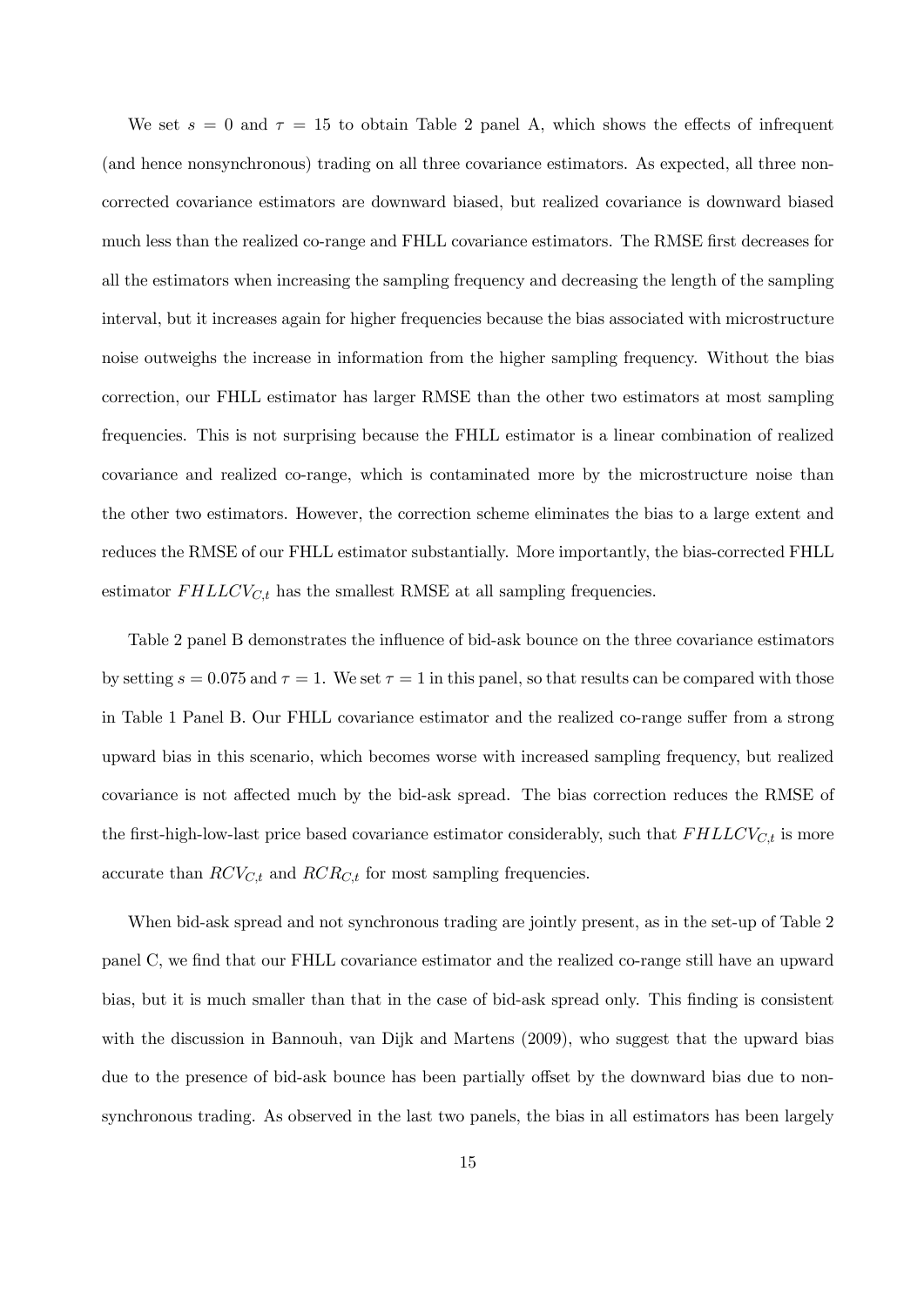We set $s = 0$ and $\tau = 15$ to obtain Table 2 panel A, which shows the effects of infrequent (and hence nonsynchronous) trading on all three covariance estimators. As expected, all three non-corrected covariance estimators are downward biased, but realized covariance is downward biased much less than the realized co-range and FHLL covariance estimators. The RMSE first decreases for all the estimators when increasing the sampling frequency and decreasing the length of the sampling interval, but it increases again for higher frequencies because the bias associated with microstructure noise outweighs the increase in information from the higher sampling frequency. Without the bias correction, our FHLL estimator has larger RMSE than the other two estimators at most sampling frequencies. This is not surprising because the FHLL estimator is a linear combination of realized covariance and realized co-range, which is contaminated more by the microstructure noise than the other two estimators. However, the correction scheme eliminates the bias to a large extent and reduces the RMSE of our FHLL estimator substantially. More importantly, the bias-corrected FHLL estimator $FHLLCV_{C,t}$ has the smallest RMSE at all sampling frequencies.

Table 2 panel B demonstrates the influence of bid-ask bounce on the three covariance estimators by setting $s = 0.075$ and $\tau = 1$. We set $\tau = 1$ in this panel, so that results can be compared with those in Table 1 Panel B. Our FHLL covariance estimator and the realized co-range suffer from a strong upward bias in this scenario, which becomes worse with increased sampling frequency, but realized covariance is not affected much by the bid-ask spread. The bias correction reduces the RMSE of the first-high-low-last price based covariance estimator considerably, such that $FHLLCV_{C,t}$ is more accurate than $RCV_{C,t}$ and $RCR_{C,t}$ for most sampling frequencies.

When bid-ask spread and not synchronous trading are jointly present, as in the set-up of Table 2 panel C, we find that our FHLL covariance estimator and the realized co-range still have an upward bias, but it is much smaller than that in the case of bid-ask spread only. This finding is consistent with the discussion in Bannouh, van Dijk and Martens (2009), who suggest that the upward bias due to the presence of bid-ask bounce has been partially offset by the downward bias due to non-synchronous trading. As observed in the last two panels, the bias in all estimators has been largely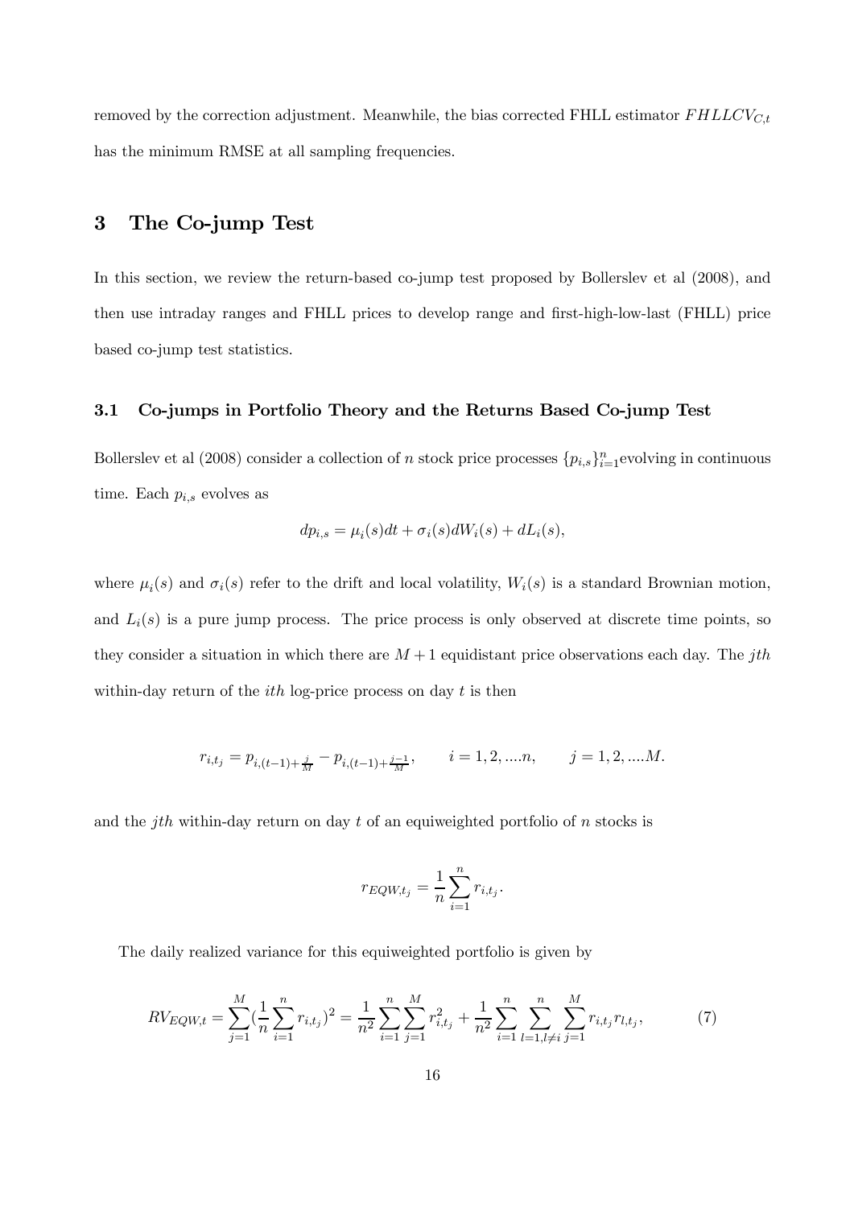removed by the correction adjustment. Meanwhile, the bias corrected FHLL estimator $FHLLCV_{C,t}$ has the minimum RMSE at all sampling frequencies.

# 3 The Co-jump Test

In this section, we review the return-based co-jump test proposed by Bollerslev et al (2008), and then use intraday ranges and FHLL prices to develop range and first-high-low-last (FHLL) price based co-jump test statistics.

## 3.1 Co-jumps in Portfolio Theory and the Returns Based Co-jump Test

Bollerslev et al (2008) consider a collection of $n$ stock price processes $\{p_{i,s}\}_{i=1}^{n}$evolving in continuous time. Each $p_{i,s}$ evolves as

$$dp_{i,s} = \mu_i(s)dt + \sigma_i(s)dW_i(s) + dL_i(s),$$

where $\mu_i(s)$ and $\sigma_i(s)$ refer to the drift and local volatility, $W_i(s)$ is a standard Brownian motion, and $L_i(s)$ is a pure jump process. The price process is only observed at discrete time points, so they consider a situation in which there are $M+1$ equidistant price observations each day. The $jth$ within-day return of the $ith$ log-price process on day $t$ is then

$$r_{i,t_j} = p_{i,(t-1)+\frac{j}{M}} - p_{i,(t-1)+\frac{j-1}{M}}, \qquad i = 1, 2, ....n, \qquad j = 1, 2, ....M.$$

and the $jth$ within-day return on day $t$ of an equiweighted portfolio of $n$ stocks is

$$r_{EQW,t_j} = \frac{1}{n}\sum_{i=1}^{n} r_{i,t_j}.$$

The daily realized variance for this equiweighted portfolio is given by

$$RV_{EQW,t} = \sum_{j=1}^{M}(\frac{1}{n}\sum_{i=1}^{n} r_{i,t_j})^2 = \frac{1}{n^2}\sum_{i=1}^{n}\sum_{j=1}^{M} r_{i,t_j}^2 + \frac{1}{n^2}\sum_{i=1}^{n}\sum_{l=1,l\neq i}^{n}\sum_{j=1}^{M} r_{i,t_j} r_{l,t_j}, \tag{7}$$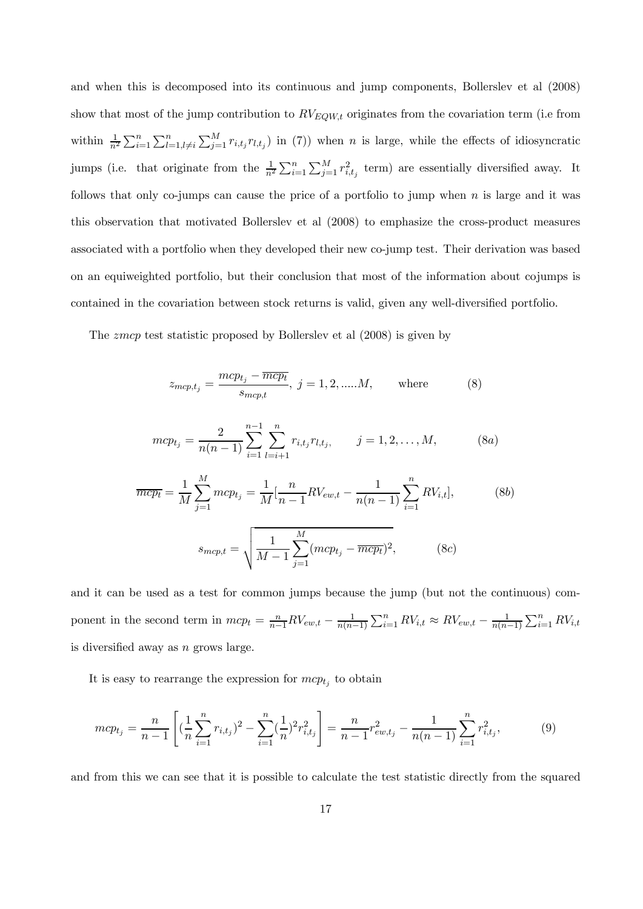and when this is decomposed into its continuous and jump components, Bollerslev et al (2008) show that most of the jump contribution to $RV_{EQW,t}$ originates from the covariation term (i.e from within $\frac{1}{n^2}\sum_{i=1}^{n}\sum_{l=1,l\neq i}^{n}\sum_{j=1}^{M} r_{i,t_j} r_{l,t_j}$) in (7)) when $n$ is large, while the effects of idiosyncratic jumps (i.e. that originate from the $\frac{1}{n^2}\sum_{i=1}^{n}\sum_{j=1}^{M} r_{i,t_j}^2$ term) are essentially diversified away. It follows that only co-jumps can cause the price of a portfolio to jump when $n$ is large and it was this observation that motivated Bollerslev et al (2008) to emphasize the cross-product measures associated with a portfolio when they developed their new co-jump test. Their derivation was based on an equiweighted portfolio, but their conclusion that most of the information about cojumps is contained in the covariation between stock returns is valid, given any well-diversified portfolio.

The *zmcp* test statistic proposed by Bollerslev et al (2008) is given by

$$z_{mcp,t_j} = \frac{mcp_{t_j} - \overline{mcp_t}}{s_{mcp,t}}, \; j = 1, 2, .....M, \qquad \text{where} \qquad (8)$$

$$mcp_{t_j} = \frac{2}{n(n-1)} \sum_{i=1}^{n-1} \sum_{l=i+1}^{n} r_{i,t_j} r_{l,t_j}, \qquad j = 1, 2, \ldots, M, \qquad (8a)$$

$$\overline{mcp_t} = \frac{1}{M} \sum_{j=1}^{M} mcp_{t_j} = \frac{1}{M}[\frac{n}{n-1} RV_{ew,t} - \frac{1}{n(n-1)} \sum_{i=1}^{n} RV_{i,t}], \qquad (8b)$$

$$s_{mcp,t} = \sqrt{\frac{1}{M-1} \sum_{j=1}^{M} (mcp_{t_j} - \overline{mcp_t})^2}, \qquad (8c)$$

and it can be used as a test for common jumps because the jump (but not the continuous) component in the second term in $mcp_t = \frac{n}{n-1} RV_{ew,t} - \frac{1}{n(n-1)} \sum_{i=1}^{n} RV_{i,t} \approx RV_{ew,t} - \frac{1}{n(n-1)} \sum_{i=1}^{n} RV_{i,t}$ is diversified away as $n$ grows large.

It is easy to rearrange the expression for $mcp_{t_j}$ to obtain

$$mcp_{t_j} = \frac{n}{n-1} \left[ (\frac{1}{n} \sum_{i=1}^{n} r_{i,t_j})^2 - \sum_{i=1}^{n} (\frac{1}{n})^2 r_{i,t_j}^2 \right] = \frac{n}{n-1} r_{ew,t_j}^2 - \frac{1}{n(n-1)} \sum_{i=1}^{n} r_{i,t_j}^2, \qquad (9)$$

and from this we can see that it is possible to calculate the test statistic directly from the squared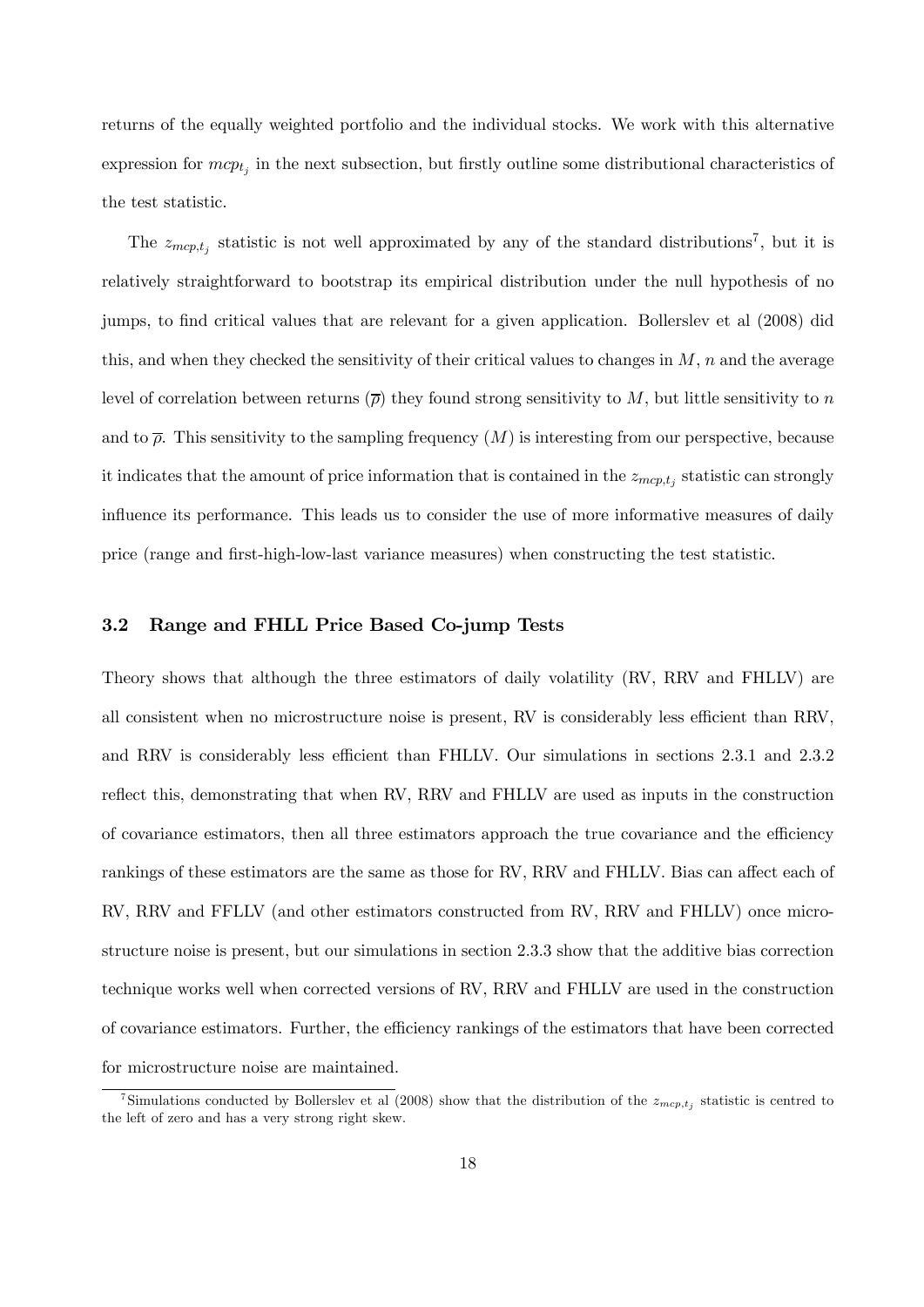returns of the equally weighted portfolio and the individual stocks. We work with this alternative expression for $mcp_{t_j}$ in the next subsection, but firstly outline some distributional characteristics of the test statistic.

The $z_{mcp,t_j}$ statistic is not well approximated by any of the standard distributions[7], but it is relatively straightforward to bootstrap its empirical distribution under the null hypothesis of no jumps, to find critical values that are relevant for a given application. Bollerslev et al (2008) did this, and when they checked the sensitivity of their critical values to changes in $M$, $n$ and the average level of correlation between returns ($\overline{\rho}$) they found strong sensitivity to $M$, but little sensitivity to $n$ and to $\overline{\rho}$. This sensitivity to the sampling frequency ($M$) is interesting from our perspective, because it indicates that the amount of price information that is contained in the $z_{mcp,t_j}$ statistic can strongly influence its performance. This leads us to consider the use of more informative measures of daily price (range and first-high-low-last variance measures) when constructing the test statistic.

### 3.2 Range and FHLL Price Based Co-jump Tests

Theory shows that although the three estimators of daily volatility (RV, RRV and FHLLV) are all consistent when no microstructure noise is present, RV is considerably less efficient than RRV, and RRV is considerably less efficient than FHLLV. Our simulations in sections 2.3.1 and 2.3.2 reflect this, demonstrating that when RV, RRV and FHLLV are used as inputs in the construction of covariance estimators, then all three estimators approach the true covariance and the efficiency rankings of these estimators are the same as those for RV, RRV and FHLLV. Bias can affect each of RV, RRV and FFLLV (and other estimators constructed from RV, RRV and FHLLV) once microstructure noise is present, but our simulations in section 2.3.3 show that the additive bias correction technique works well when corrected versions of RV, RRV and FHLLV are used in the construction of covariance estimators. Further, the efficiency rankings of the estimators that have been corrected for microstructure noise are maintained.

[7] Simulations conducted by Bollerslev et al (2008) show that the distribution of the $z_{mcp,t_j}$ statistic is centred to the left of zero and has a very strong right skew.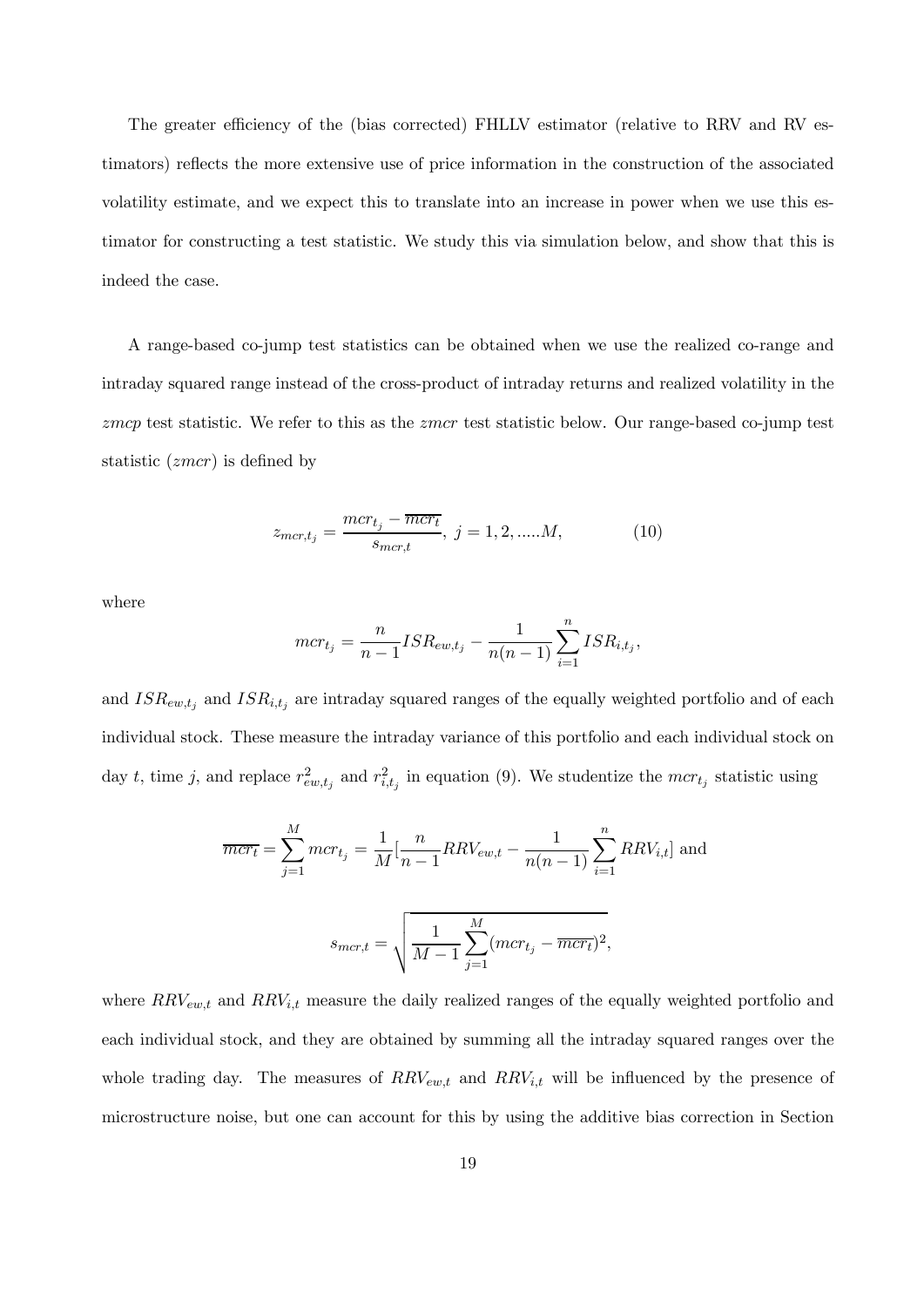The greater efficiency of the (bias corrected) FHLLV estimator (relative to RRV and RV estimators) reflects the more extensive use of price information in the construction of the associated volatility estimate, and we expect this to translate into an increase in power when we use this estimator for constructing a test statistic. We study this via simulation below, and show that this is indeed the case.

A range-based co-jump test statistics can be obtained when we use the realized co-range and intraday squared range instead of the cross-product of intraday returns and realized volatility in the *zmcp* test statistic. We refer to this as the *zmcr* test statistic below. Our range-based co-jump test statistic (*zmcr*) is defined by

$$z_{mcr,t_j} = \frac{mcr_{t_j} - \overline{mcr_t}}{s_{mcr,t}}, \ j = 1, 2, .....M, \tag{10}$$

where

$$mcr_{t_j} = \frac{n}{n-1} ISR_{ew,t_j} - \frac{1}{n(n-1)} \sum_{i=1}^{n} ISR_{i,t_j},$$

and $ISR_{ew,t_j}$ and $ISR_{i,t_j}$ are intraday squared ranges of the equally weighted portfolio and of each individual stock. These measure the intraday variance of this portfolio and each individual stock on day $t$, time $j$, and replace $r^2_{ew,t_j}$ and $r^2_{i,t_j}$ in equation (9). We studentize the $mcr_{t_j}$ statistic using

$$\overline{mcr_t} = \sum_{j=1}^{M} mcr_{t_j} = \frac{1}{M} [\frac{n}{n-1} RRV_{ew,t} - \frac{1}{n(n-1)} \sum_{i=1}^{n} RRV_{i,t}] \text{ and}$$

$$s_{mcr,t} = \sqrt{\frac{1}{M-1} \sum_{j=1}^{M} (mcr_{t_j} - \overline{mcr_t})^2},$$

where $RRV_{ew,t}$ and $RRV_{i,t}$ measure the daily realized ranges of the equally weighted portfolio and each individual stock, and they are obtained by summing all the intraday squared ranges over the whole trading day. The measures of $RRV_{ew,t}$ and $RRV_{i,t}$ will be influenced by the presence of microstructure noise, but one can account for this by using the additive bias correction in Section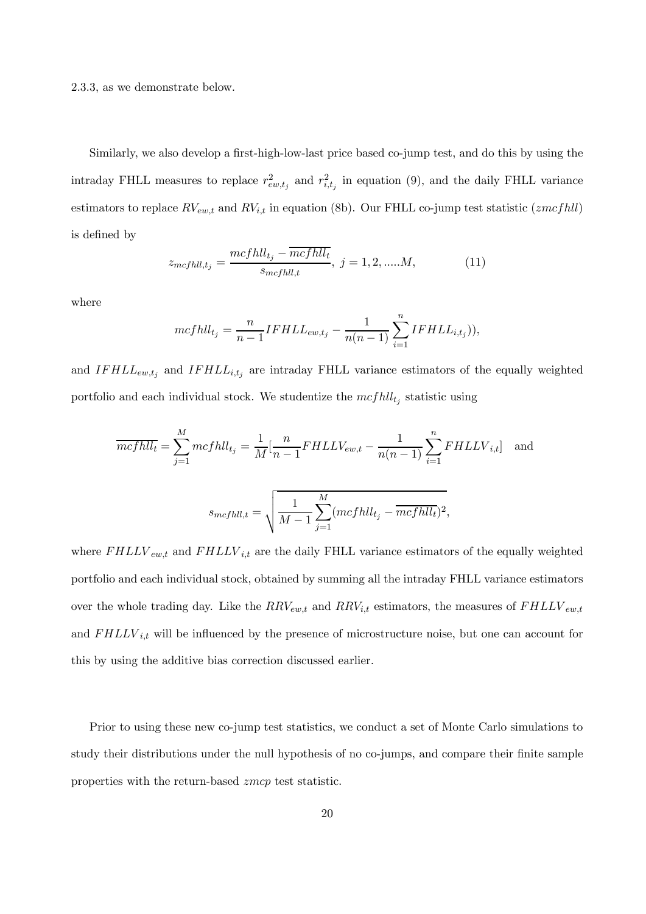2.3.3, as we demonstrate below.

Similarly, we also develop a first-high-low-last price based co-jump test, and do this by using the intraday FHLL measures to replace $r^2_{ew,t_j}$ and $r^2_{i,t_j}$ in equation (9), and the daily FHLL variance estimators to replace $RV_{ew,t}$ and $RV_{i,t}$ in equation (8b). Our FHLL co-jump test statistic ($zmcfhll$) is defined by

$$z_{mcfhll,t_j} = \frac{mcfhll_{t_j} - \overline{mcfhll_t}}{s_{mcfhll,t}},\ j = 1, 2, .....M, \tag{11}$$

where

$$mcfhll_{t_j} = \frac{n}{n-1} IFHLL_{ew,t_j} - \frac{1}{n(n-1)} \sum_{i=1}^{n} IFHLL_{i,t_j})),$$

and $IFHLL_{ew,t_j}$ and $IFHLL_{i,t_j}$ are intraday FHLL variance estimators of the equally weighted portfolio and each individual stock. We studentize the $mcfhll_{t_j}$ statistic using

$$\overline{mcfhll_t} = \sum_{j=1}^{M} mcfhll_{t_j} = \frac{1}{M}\left[\frac{n}{n-1} FHLLV_{ew,t} - \frac{1}{n(n-1)} \sum_{i=1}^{n} FHLLV_{i,t}\right] \quad \text{and}$$

$$s_{mcfhll,t} = \sqrt{\frac{1}{M-1} \sum_{j=1}^{M} (mcfhll_{t_j} - \overline{mcfhll_t})^2},$$

where $FHLLV_{ew,t}$ and $FHLLV_{i,t}$ are the daily FHLL variance estimators of the equally weighted portfolio and each individual stock, obtained by summing all the intraday FHLL variance estimators over the whole trading day. Like the $RRV_{ew,t}$ and $RRV_{i,t}$ estimators, the measures of $FHLLV_{ew,t}$ and $FHLLV_{i,t}$ will be influenced by the presence of microstructure noise, but one can account for this by using the additive bias correction discussed earlier.

Prior to using these new co-jump test statistics, we conduct a set of Monte Carlo simulations to study their distributions under the null hypothesis of no co-jumps, and compare their finite sample properties with the return-based $zmcp$ test statistic.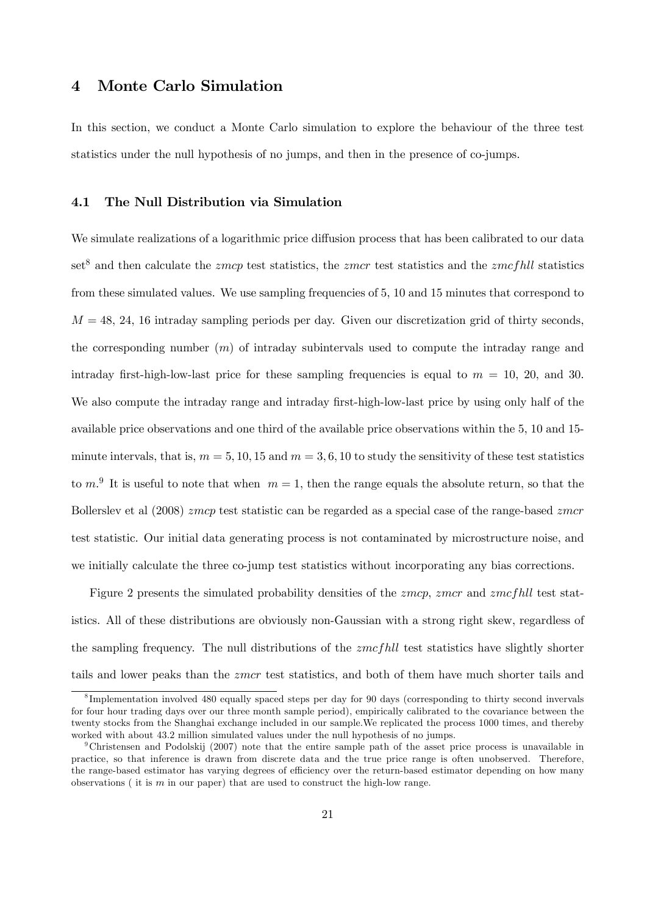## 4 Monte Carlo Simulation

In this section, we conduct a Monte Carlo simulation to explore the behaviour of the three test statistics under the null hypothesis of no jumps, and then in the presence of co-jumps.

### 4.1 The Null Distribution via Simulation

We simulate realizations of a logarithmic price diffusion process that has been calibrated to our data set[8] and then calculate the *zmcp* test statistics, the *zmcr* test statistics and the *zmcfhll* statistics from these simulated values. We use sampling frequencies of 5, 10 and 15 minutes that correspond to $M = 48$, 24, 16 intraday sampling periods per day. Given our discretization grid of thirty seconds, the corresponding number ($m$) of intraday subintervals used to compute the intraday range and intraday first-high-low-last price for these sampling frequencies is equal to $m = 10$, 20, and 30. We also compute the intraday range and intraday first-high-low-last price by using only half of the available price observations and one third of the available price observations within the 5, 10 and 15-minute intervals, that is, $m = 5, 10, 15$ and $m = 3, 6, 10$ to study the sensitivity of these test statistics to $m$.[9] It is useful to note that when $m = 1$, then the range equals the absolute return, so that the Bollerslev et al (2008) *zmcp* test statistic can be regarded as a special case of the range-based *zmcr* test statistic. Our initial data generating process is not contaminated by microstructure noise, and we initially calculate the three co-jump test statistics without incorporating any bias corrections.

Figure 2 presents the simulated probability densities of the *zmcp*, *zmcr* and *zmcfhll* test statistics. All of these distributions are obviously non-Gaussian with a strong right skew, regardless of the sampling frequency. The null distributions of the *zmcfhll* test statistics have slightly shorter tails and lower peaks than the *zmcr* test statistics, and both of them have much shorter tails and

[8] Implementation involved 480 equally spaced steps per day for 90 days (corresponding to thirty second invervals for four hour trading days over our three month sample period), empirically calibrated to the covariance between the twenty stocks from the Shanghai exchange included in our sample.We replicated the process 1000 times, and thereby worked with about 43.2 million simulated values under the null hypothesis of no jumps.

[9] Christensen and Podolskij (2007) note that the entire sample path of the asset price process is unavailable in practice, so that inference is drawn from discrete data and the true price range is often unobserved. Therefore, the range-based estimator has varying degrees of efficiency over the return-based estimator depending on how many observations ( it is $m$ in our paper) that are used to construct the high-low range.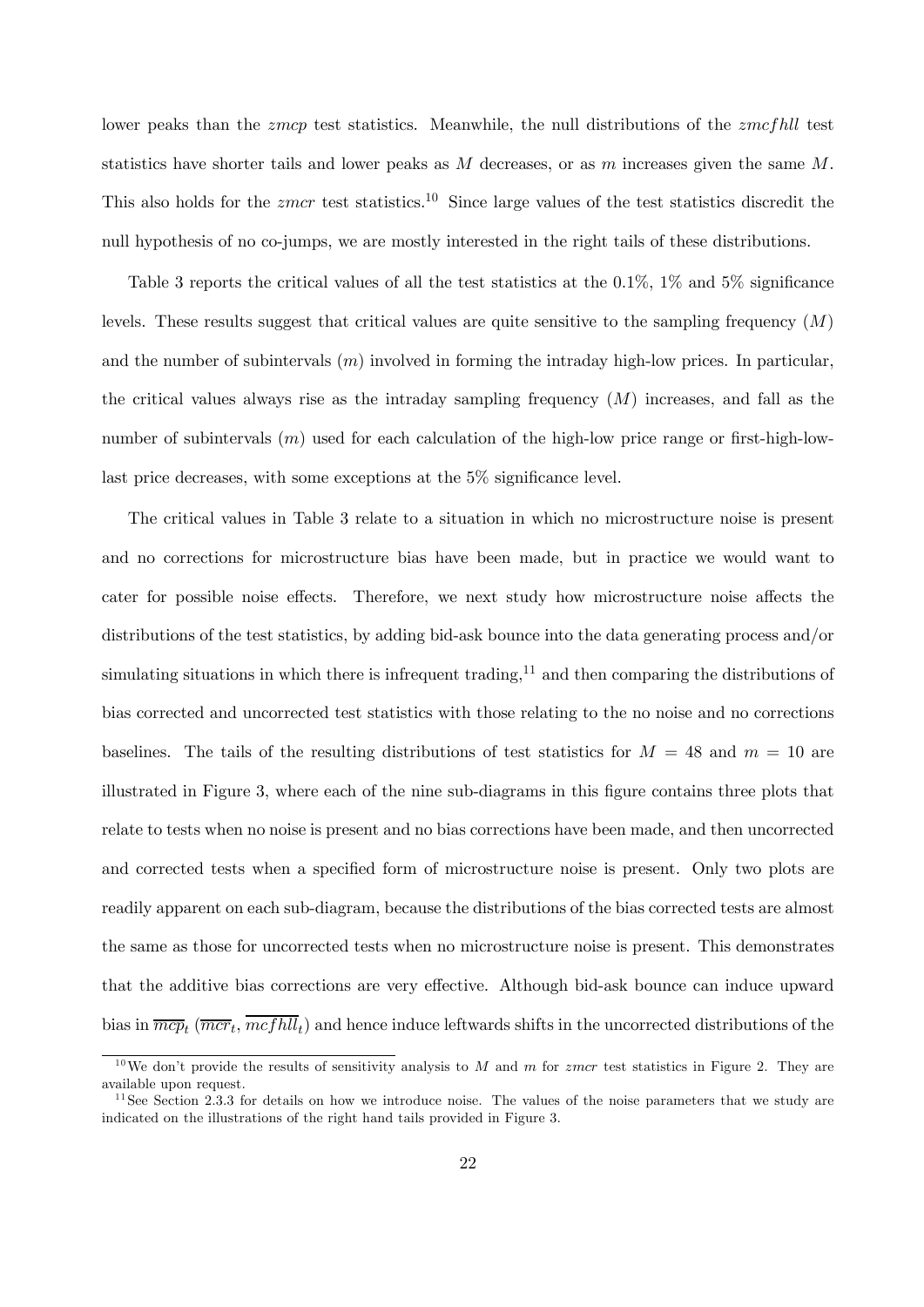lower peaks than the *zmcp* test statistics. Meanwhile, the null distributions of the *zmcfhll* test statistics have shorter tails and lower peaks as $M$ decreases, or as $m$ increases given the same $M$. This also holds for the *zmcr* test statistics.[10] Since large values of the test statistics discredit the null hypothesis of no co-jumps, we are mostly interested in the right tails of these distributions.

Table 3 reports the critical values of all the test statistics at the 0.1%, 1% and 5% significance levels. These results suggest that critical values are quite sensitive to the sampling frequency ($M$) and the number of subintervals ($m$) involved in forming the intraday high-low prices. In particular, the critical values always rise as the intraday sampling frequency ($M$) increases, and fall as the number of subintervals ($m$) used for each calculation of the high-low price range or first-high-low-last price decreases, with some exceptions at the 5% significance level.

The critical values in Table 3 relate to a situation in which no microstructure noise is present and no corrections for microstructure bias have been made, but in practice we would want to cater for possible noise effects. Therefore, we next study how microstructure noise affects the distributions of the test statistics, by adding bid-ask bounce into the data generating process and/or simulating situations in which there is infrequent trading,[11] and then comparing the distributions of bias corrected and uncorrected test statistics with those relating to the no noise and no corrections baselines. The tails of the resulting distributions of test statistics for $M = 48$ and $m = 10$ are illustrated in Figure 3, where each of the nine sub-diagrams in this figure contains three plots that relate to tests when no noise is present and no bias corrections have been made, and then uncorrected and corrected tests when a specified form of microstructure noise is present. Only two plots are readily apparent on each sub-diagram, because the distributions of the bias corrected tests are almost the same as those for uncorrected tests when no microstructure noise is present. This demonstrates that the additive bias corrections are very effective. Although bid-ask bounce can induce upward bias in $\overline{mcp}_t$ ($\overline{mcr}_t$, $\overline{mcfhll}_t$) and hence induce leftwards shifts in the uncorrected distributions of the

[10] We don't provide the results of sensitivity analysis to $M$ and $m$ for *zmcr* test statistics in Figure 2. They are available upon request.

[11] See Section 2.3.3 for details on how we introduce noise. The values of the noise parameters that we study are indicated on the illustrations of the right hand tails provided in Figure 3.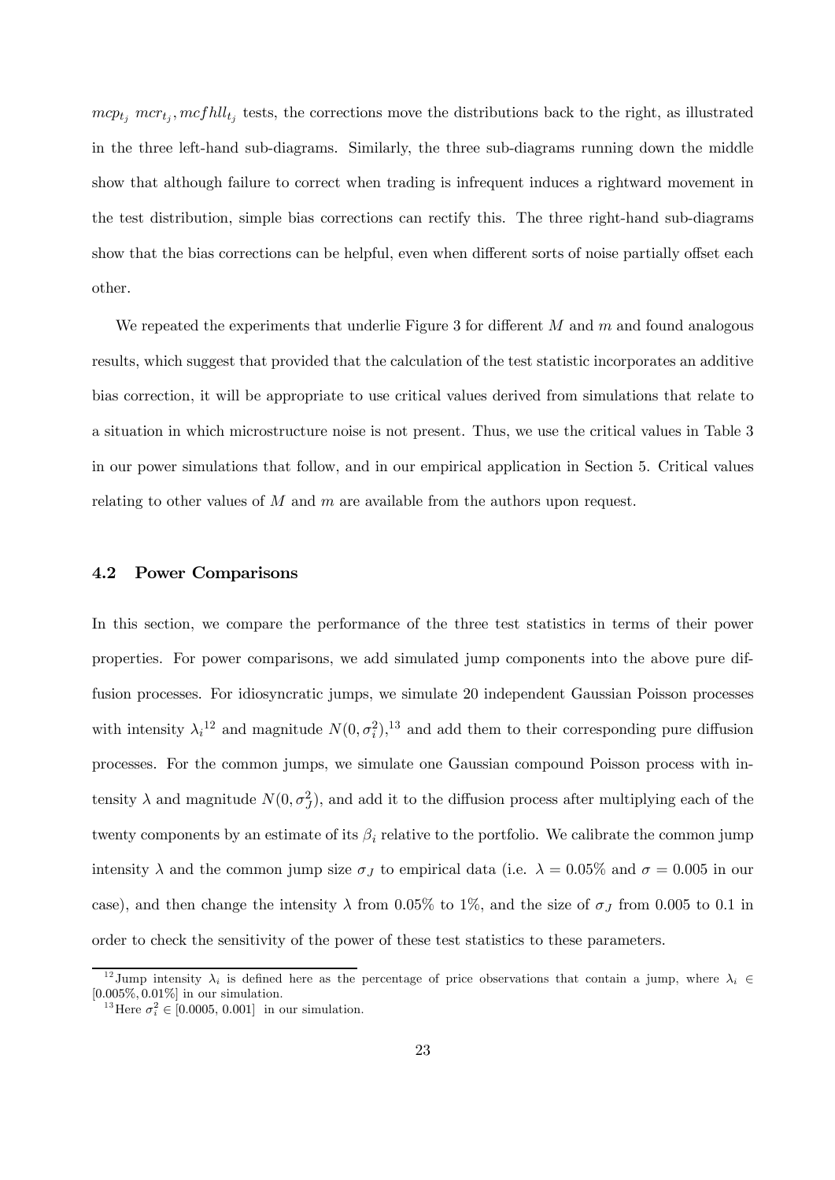$mcp_{t_j}$ $mcr_{t_j}, mcfhll_{t_j}$ tests, the corrections move the distributions back to the right, as illustrated in the three left-hand sub-diagrams. Similarly, the three sub-diagrams running down the middle show that although failure to correct when trading is infrequent induces a rightward movement in the test distribution, simple bias corrections can rectify this. The three right-hand sub-diagrams show that the bias corrections can be helpful, even when different sorts of noise partially offset each other.

We repeated the experiments that underlie Figure 3 for different $M$ and $m$ and found analogous results, which suggest that provided that the calculation of the test statistic incorporates an additive bias correction, it will be appropriate to use critical values derived from simulations that relate to a situation in which microstructure noise is not present. Thus, we use the critical values in Table 3 in our power simulations that follow, and in our empirical application in Section 5. Critical values relating to other values of $M$ and $m$ are available from the authors upon request.

### 4.2 Power Comparisons

In this section, we compare the performance of the three test statistics in terms of their power properties. For power comparisons, we add simulated jump components into the above pure diffusion processes. For idiosyncratic jumps, we simulate 20 independent Gaussian Poisson processes with intensity $\lambda_i$[12] and magnitude $N(0, \sigma_i^2)$,[13] and add them to their corresponding pure diffusion processes. For the common jumps, we simulate one Gaussian compound Poisson process with intensity $\lambda$ and magnitude $N(0, \sigma_J^2)$, and add it to the diffusion process after multiplying each of the twenty components by an estimate of its $\beta_i$ relative to the portfolio. We calibrate the common jump intensity $\lambda$ and the common jump size $\sigma_J$ to empirical data (i.e. $\lambda = 0.05\%$ and $\sigma = 0.005$ in our case), and then change the intensity $\lambda$ from 0.05% to 1%, and the size of $\sigma_J$ from 0.005 to 0.1 in order to check the sensitivity of the power of these test statistics to these parameters.

---

[12] Jump intensity $\lambda_i$ is defined here as the percentage of price observations that contain a jump, where $\lambda_i \in [0.005\%, 0.01\%]$ in our simulation.

[13] Here $\sigma_i^2 \in [0.0005, 0.001]$ in our simulation.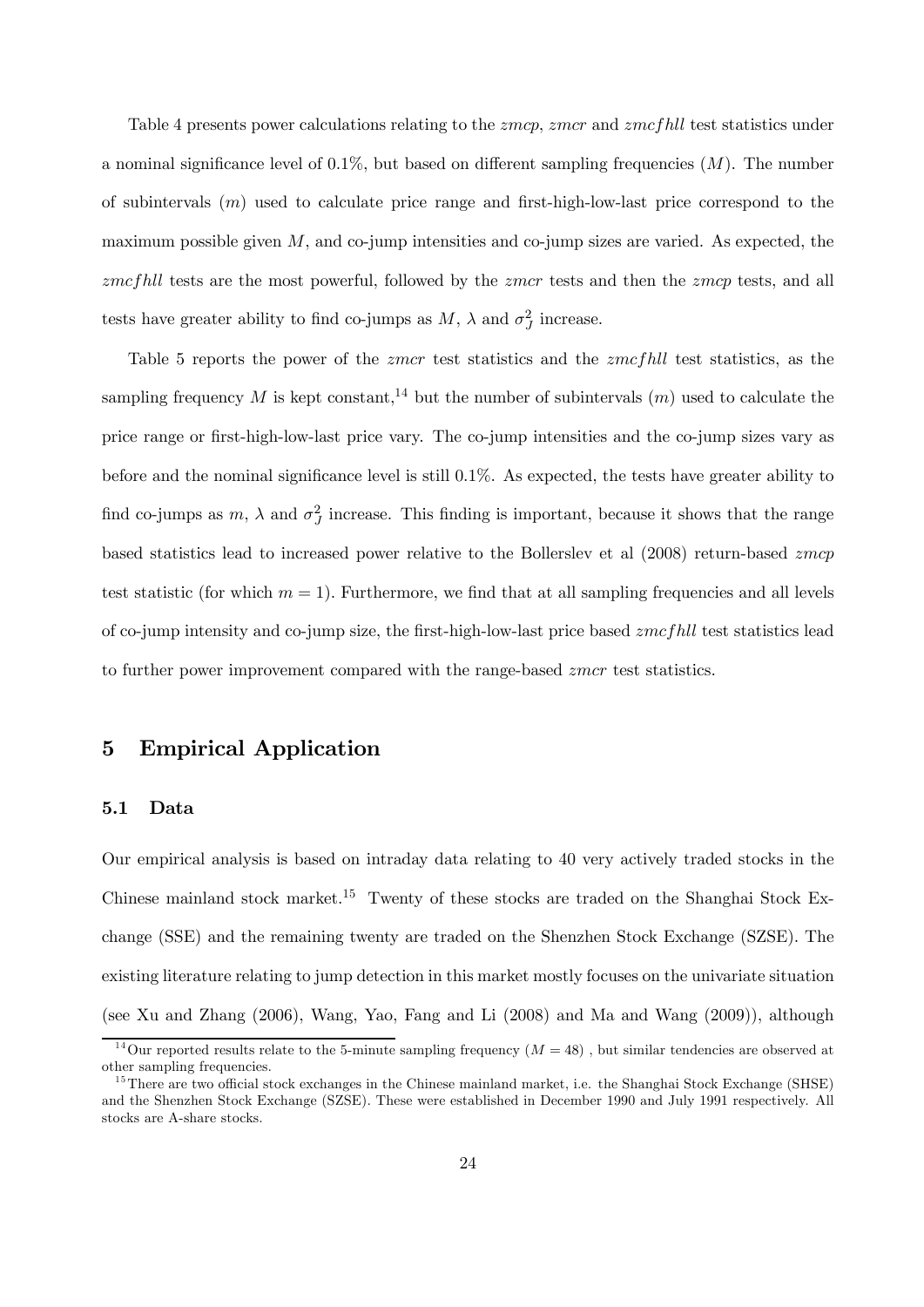Table 4 presents power calculations relating to the *zmcp*, *zmcr* and *zmcfhll* test statistics under a nominal significance level of 0.1%, but based on different sampling frequencies ($M$). The number of subintervals ($m$) used to calculate price range and first-high-low-last price correspond to the maximum possible given $M$, and co-jump intensities and co-jump sizes are varied. As expected, the *zmcfhll* tests are the most powerful, followed by the *zmcr* tests and then the *zmcp* tests, and all tests have greater ability to find co-jumps as $M$, $\lambda$ and $\sigma_J^2$ increase.

Table 5 reports the power of the *zmcr* test statistics and the *zmcfhll* test statistics, as the sampling frequency $M$ is kept constant,[14] but the number of subintervals ($m$) used to calculate the price range or first-high-low-last price vary. The co-jump intensities and the co-jump sizes vary as before and the nominal significance level is still 0.1%. As expected, the tests have greater ability to find co-jumps as $m$, $\lambda$ and $\sigma_J^2$ increase. This finding is important, because it shows that the range based statistics lead to increased power relative to the Bollerslev et al (2008) return-based *zmcp* test statistic (for which $m = 1$). Furthermore, we find that at all sampling frequencies and all levels of co-jump intensity and co-jump size, the first-high-low-last price based *zmcfhll* test statistics lead to further power improvement compared with the range-based *zmcr* test statistics.

# 5 Empirical Application

## 5.1 Data

Our empirical analysis is based on intraday data relating to 40 very actively traded stocks in the Chinese mainland stock market.[15] Twenty of these stocks are traded on the Shanghai Stock Exchange (SSE) and the remaining twenty are traded on the Shenzhen Stock Exchange (SZSE). The existing literature relating to jump detection in this market mostly focuses on the univariate situation (see Xu and Zhang (2006), Wang, Yao, Fang and Li (2008) and Ma and Wang (2009)), although

[14] Our reported results relate to the 5-minute sampling frequency ($M = 48$) , but similar tendencies are observed at other sampling frequencies.

[15] There are two official stock exchanges in the Chinese mainland market, i.e. the Shanghai Stock Exchange (SHSE) and the Shenzhen Stock Exchange (SZSE). These were established in December 1990 and July 1991 respectively. All stocks are A-share stocks.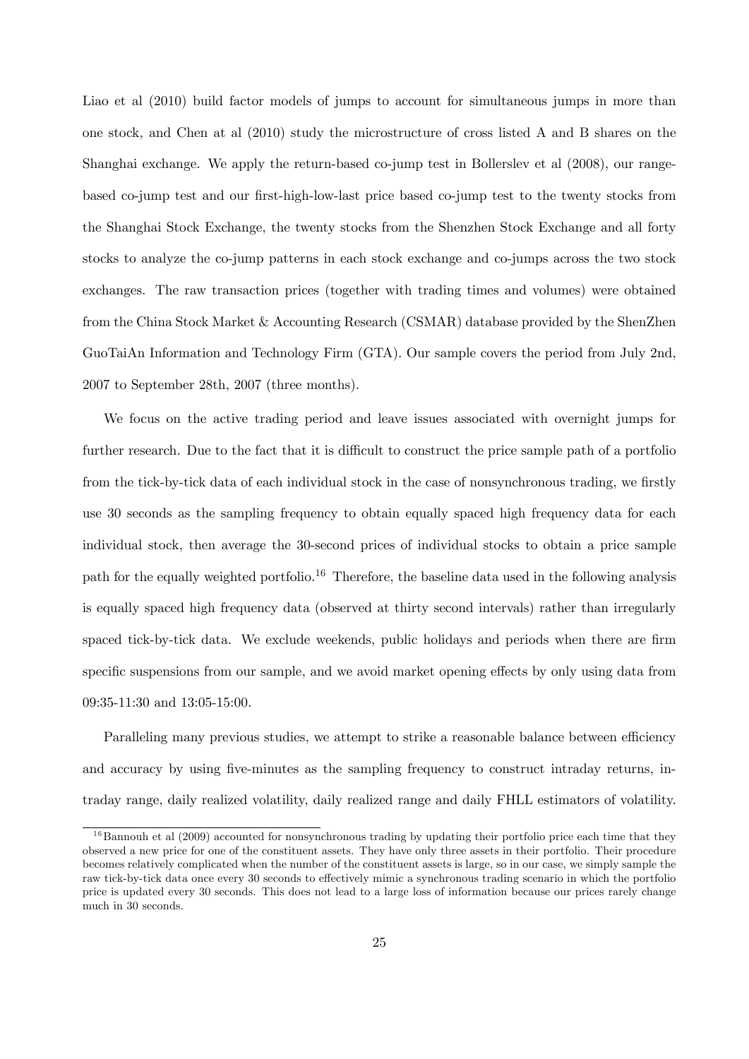Liao et al (2010) build factor models of jumps to account for simultaneous jumps in more than one stock, and Chen at al (2010) study the microstructure of cross listed A and B shares on the Shanghai exchange. We apply the return-based co-jump test in Bollerslev et al (2008), our range-based co-jump test and our first-high-low-last price based co-jump test to the twenty stocks from the Shanghai Stock Exchange, the twenty stocks from the Shenzhen Stock Exchange and all forty stocks to analyze the co-jump patterns in each stock exchange and co-jumps across the two stock exchanges. The raw transaction prices (together with trading times and volumes) were obtained from the China Stock Market & Accounting Research (CSMAR) database provided by the ShenZhen GuoTaiAn Information and Technology Firm (GTA). Our sample covers the period from July 2nd, 2007 to September 28th, 2007 (three months).

We focus on the active trading period and leave issues associated with overnight jumps for further research. Due to the fact that it is difficult to construct the price sample path of a portfolio from the tick-by-tick data of each individual stock in the case of nonsynchronous trading, we firstly use 30 seconds as the sampling frequency to obtain equally spaced high frequency data for each individual stock, then average the 30-second prices of individual stocks to obtain a price sample path for the equally weighted portfolio.[16] Therefore, the baseline data used in the following analysis is equally spaced high frequency data (observed at thirty second intervals) rather than irregularly spaced tick-by-tick data. We exclude weekends, public holidays and periods when there are firm specific suspensions from our sample, and we avoid market opening effects by only using data from 09:35-11:30 and 13:05-15:00.

Paralleling many previous studies, we attempt to strike a reasonable balance between efficiency and accuracy by using five-minutes as the sampling frequency to construct intraday returns, intraday range, daily realized volatility, daily realized range and daily FHLL estimators of volatility.

[16] Bannouh et al (2009) accounted for nonsynchronous trading by updating their portfolio price each time that they observed a new price for one of the constituent assets. They have only three assets in their portfolio. Their procedure becomes relatively complicated when the number of the constituent assets is large, so in our case, we simply sample the raw tick-by-tick data once every 30 seconds to effectively mimic a synchronous trading scenario in which the portfolio price is updated every 30 seconds. This does not lead to a large loss of information because our prices rarely change much in 30 seconds.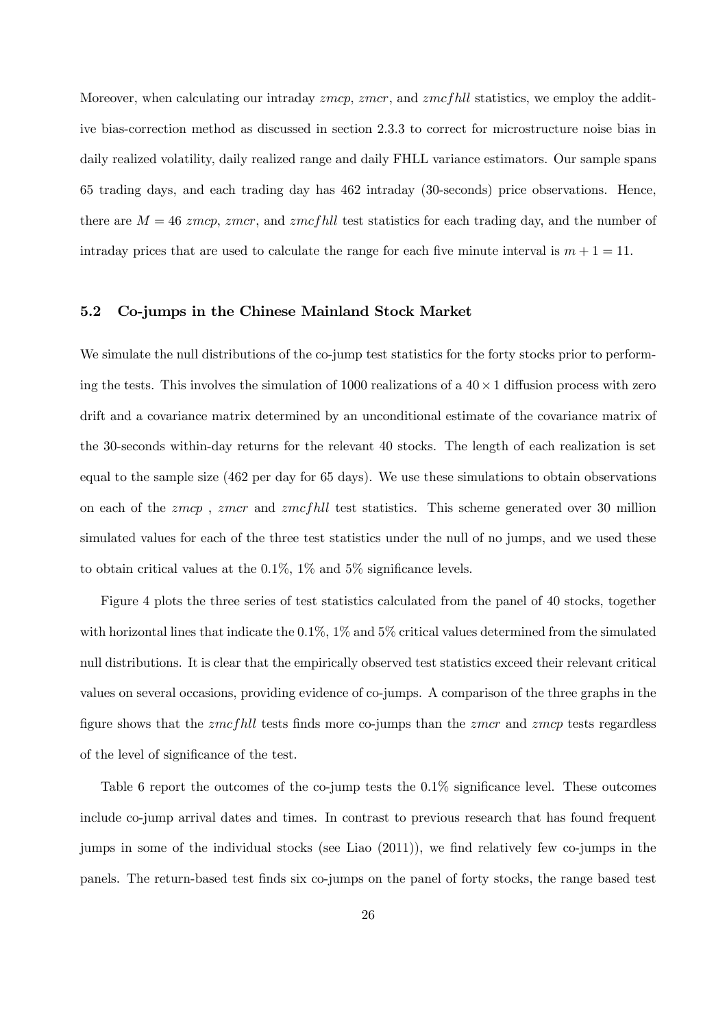Moreover, when calculating our intraday *zmcp*, *zmcr*, and *zmcfhll* statistics, we employ the additive bias-correction method as discussed in section 2.3.3 to correct for microstructure noise bias in daily realized volatility, daily realized range and daily FHLL variance estimators. Our sample spans 65 trading days, and each trading day has 462 intraday (30-seconds) price observations. Hence, there are $M = 46$ *zmcp*, *zmcr*, and *zmcfhll* test statistics for each trading day, and the number of intraday prices that are used to calculate the range for each five minute interval is $m + 1 = 11$.

### 5.2 Co-jumps in the Chinese Mainland Stock Market

We simulate the null distributions of the co-jump test statistics for the forty stocks prior to performing the tests. This involves the simulation of 1000 realizations of a $40 \times 1$ diffusion process with zero drift and a covariance matrix determined by an unconditional estimate of the covariance matrix of the 30-seconds within-day returns for the relevant 40 stocks. The length of each realization is set equal to the sample size (462 per day for 65 days). We use these simulations to obtain observations on each of the *zmcp* , *zmcr* and *zmcfhll* test statistics. This scheme generated over 30 million simulated values for each of the three test statistics under the null of no jumps, and we used these to obtain critical values at the 0.1%, 1% and 5% significance levels.

Figure 4 plots the three series of test statistics calculated from the panel of 40 stocks, together with horizontal lines that indicate the 0.1%, 1% and 5% critical values determined from the simulated null distributions. It is clear that the empirically observed test statistics exceed their relevant critical values on several occasions, providing evidence of co-jumps. A comparison of the three graphs in the figure shows that the *zmcfhll* tests finds more co-jumps than the *zmcr* and *zmcp* tests regardless of the level of significance of the test.

Table 6 report the outcomes of the co-jump tests the 0.1% significance level. These outcomes include co-jump arrival dates and times. In contrast to previous research that has found frequent jumps in some of the individual stocks (see Liao (2011)), we find relatively few co-jumps in the panels. The return-based test finds six co-jumps on the panel of forty stocks, the range based test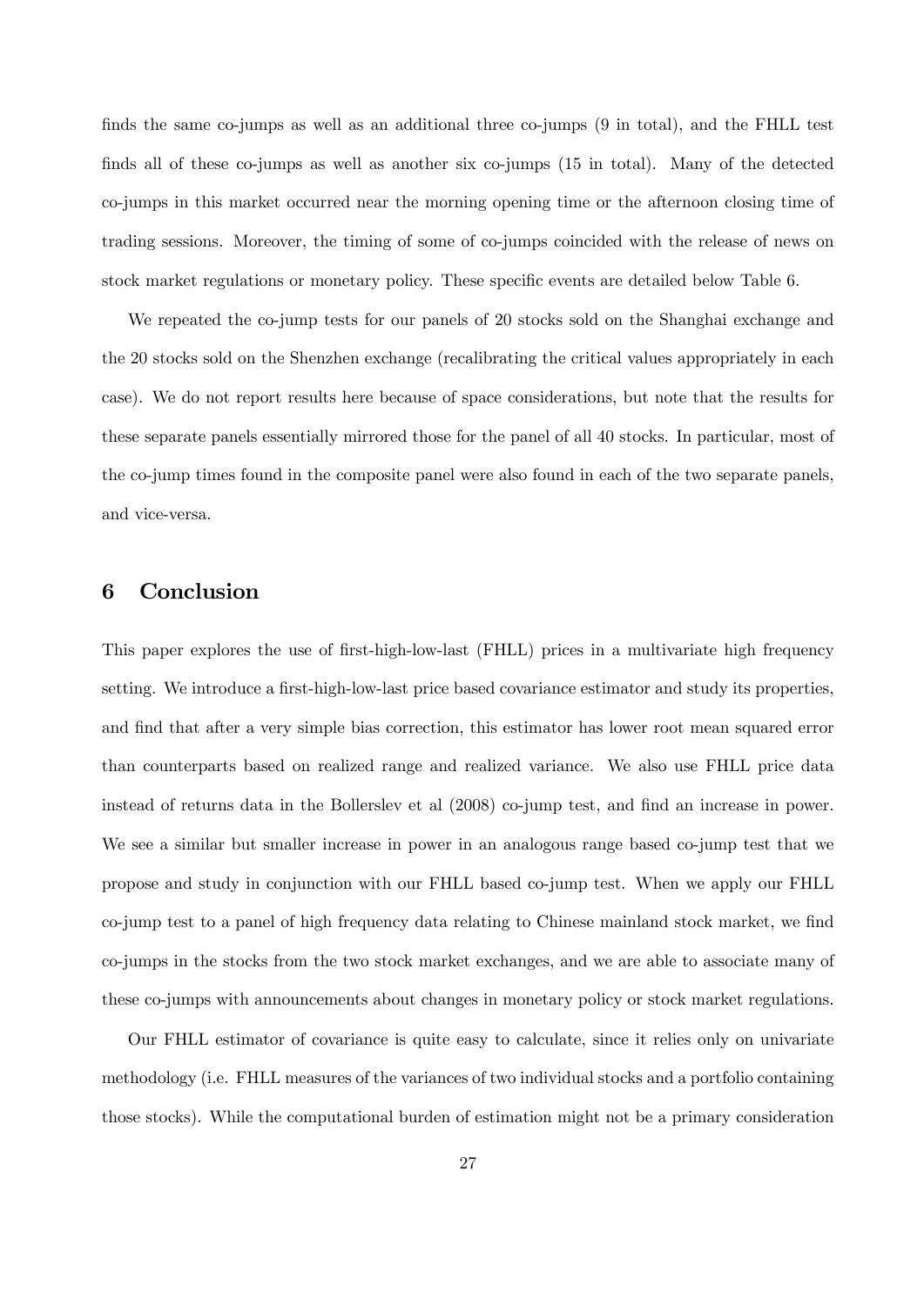finds the same co-jumps as well as an additional three co-jumps (9 in total), and the FHLL test finds all of these co-jumps as well as another six co-jumps (15 in total). Many of the detected co-jumps in this market occurred near the morning opening time or the afternoon closing time of trading sessions. Moreover, the timing of some of co-jumps coincided with the release of news on stock market regulations or monetary policy. These specific events are detailed below Table 6.

We repeated the co-jump tests for our panels of 20 stocks sold on the Shanghai exchange and the 20 stocks sold on the Shenzhen exchange (recalibrating the critical values appropriately in each case). We do not report results here because of space considerations, but note that the results for these separate panels essentially mirrored those for the panel of all 40 stocks. In particular, most of the co-jump times found in the composite panel were also found in each of the two separate panels, and vice-versa.

## 6 Conclusion

This paper explores the use of first-high-low-last (FHLL) prices in a multivariate high frequency setting. We introduce a first-high-low-last price based covariance estimator and study its properties, and find that after a very simple bias correction, this estimator has lower root mean squared error than counterparts based on realized range and realized variance. We also use FHLL price data instead of returns data in the Bollerslev et al (2008) co-jump test, and find an increase in power. We see a similar but smaller increase in power in an analogous range based co-jump test that we propose and study in conjunction with our FHLL based co-jump test. When we apply our FHLL co-jump test to a panel of high frequency data relating to Chinese mainland stock market, we find co-jumps in the stocks from the two stock market exchanges, and we are able to associate many of these co-jumps with announcements about changes in monetary policy or stock market regulations.

Our FHLL estimator of covariance is quite easy to calculate, since it relies only on univariate methodology (i.e. FHLL measures of the variances of two individual stocks and a portfolio containing those stocks). While the computational burden of estimation might not be a primary consideration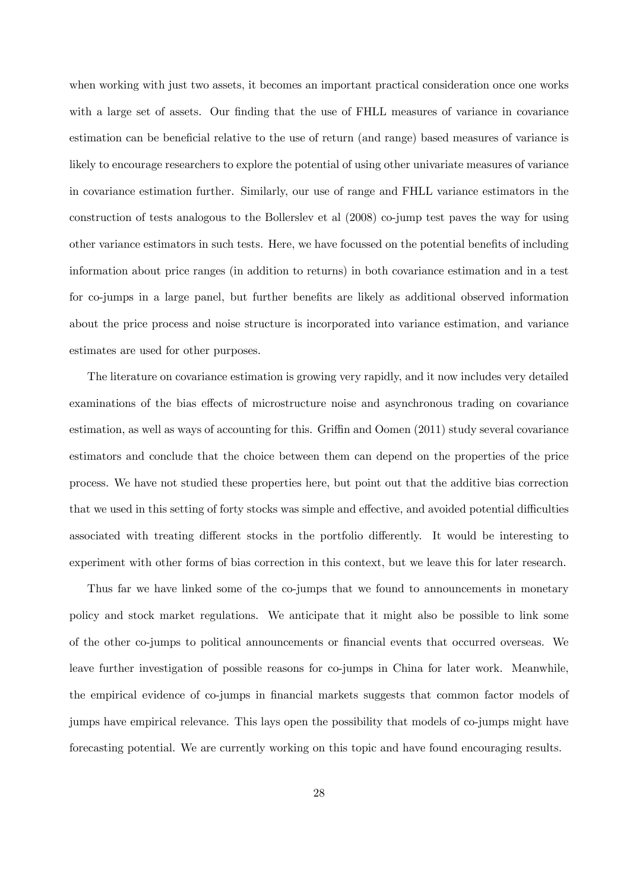when working with just two assets, it becomes an important practical consideration once one works with a large set of assets. Our finding that the use of FHLL measures of variance in covariance estimation can be beneficial relative to the use of return (and range) based measures of variance is likely to encourage researchers to explore the potential of using other univariate measures of variance in covariance estimation further. Similarly, our use of range and FHLL variance estimators in the construction of tests analogous to the Bollerslev et al (2008) co-jump test paves the way for using other variance estimators in such tests. Here, we have focussed on the potential benefits of including information about price ranges (in addition to returns) in both covariance estimation and in a test for co-jumps in a large panel, but further benefits are likely as additional observed information about the price process and noise structure is incorporated into variance estimation, and variance estimates are used for other purposes.

The literature on covariance estimation is growing very rapidly, and it now includes very detailed examinations of the bias effects of microstructure noise and asynchronous trading on covariance estimation, as well as ways of accounting for this. Griffin and Oomen (2011) study several covariance estimators and conclude that the choice between them can depend on the properties of the price process. We have not studied these properties here, but point out that the additive bias correction that we used in this setting of forty stocks was simple and effective, and avoided potential difficulties associated with treating different stocks in the portfolio differently. It would be interesting to experiment with other forms of bias correction in this context, but we leave this for later research.

Thus far we have linked some of the co-jumps that we found to announcements in monetary policy and stock market regulations. We anticipate that it might also be possible to link some of the other co-jumps to political announcements or financial events that occurred overseas. We leave further investigation of possible reasons for co-jumps in China for later work. Meanwhile, the empirical evidence of co-jumps in financial markets suggests that common factor models of jumps have empirical relevance. This lays open the possibility that models of co-jumps might have forecasting potential. We are currently working on this topic and have found encouraging results.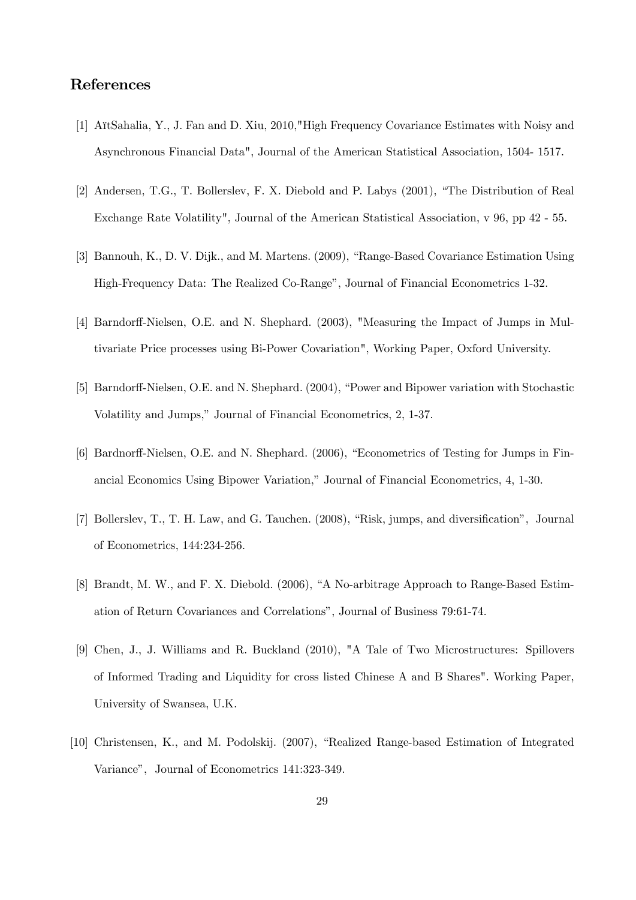## References

[1] AïtSahalia, Y., J. Fan and D. Xiu, 2010,"High Frequency Covariance Estimates with Noisy and Asynchronous Financial Data", Journal of the American Statistical Association, 1504- 1517.

[2] Andersen, T.G., T. Bollerslev, F. X. Diebold and P. Labys (2001), "The Distribution of Real Exchange Rate Volatility", Journal of the American Statistical Association, v 96, pp 42 - 55.

[3] Bannouh, K., D. V. Dijk., and M. Martens. (2009), "Range-Based Covariance Estimation Using High-Frequency Data: The Realized Co-Range", Journal of Financial Econometrics 1-32.

[4] Barndorff-Nielsen, O.E. and N. Shephard. (2003), "Measuring the Impact of Jumps in Multivariate Price processes using Bi-Power Covariation", Working Paper, Oxford University.

[5] Barndorff-Nielsen, O.E. and N. Shephard. (2004), "Power and Bipower variation with Stochastic Volatility and Jumps," Journal of Financial Econometrics, 2, 1-37.

[6] Bardnorff-Nielsen, O.E. and N. Shephard. (2006), "Econometrics of Testing for Jumps in Financial Economics Using Bipower Variation," Journal of Financial Econometrics, 4, 1-30.

[7] Bollerslev, T., T. H. Law, and G. Tauchen. (2008), "Risk, jumps, and diversification", Journal of Econometrics, 144:234-256.

[8] Brandt, M. W., and F. X. Diebold. (2006), "A No-arbitrage Approach to Range-Based Estimation of Return Covariances and Correlations", Journal of Business 79:61-74.

[9] Chen, J., J. Williams and R. Buckland (2010), "A Tale of Two Microstructures: Spillovers of Informed Trading and Liquidity for cross listed Chinese A and B Shares". Working Paper, University of Swansea, U.K.

[10] Christensen, K., and M. Podolskij. (2007), "Realized Range-based Estimation of Integrated Variance", Journal of Econometrics 141:323-349.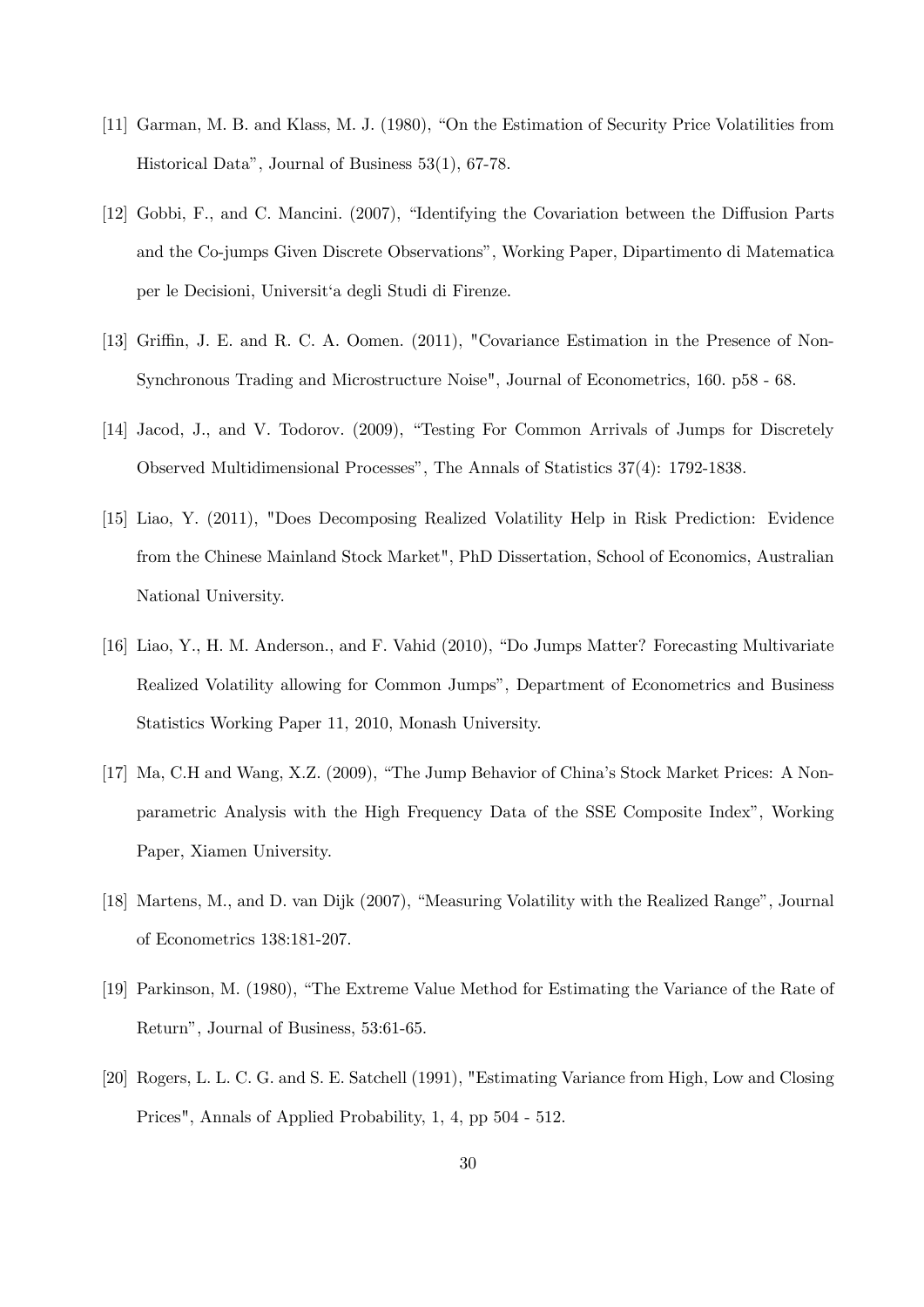[11] Garman, M. B. and Klass, M. J. (1980), "On the Estimation of Security Price Volatilities from Historical Data", Journal of Business 53(1), 67-78.

[12] Gobbi, F., and C. Mancini. (2007), "Identifying the Covariation between the Diffusion Parts and the Co-jumps Given Discrete Observations", Working Paper, Dipartimento di Matematica per le Decisioni, Universit'a degli Studi di Firenze.

[13] Griffin, J. E. and R. C. A. Oomen. (2011), "Covariance Estimation in the Presence of Non-Synchronous Trading and Microstructure Noise", Journal of Econometrics, 160. p58 - 68.

[14] Jacod, J., and V. Todorov. (2009), "Testing For Common Arrivals of Jumps for Discretely Observed Multidimensional Processes", The Annals of Statistics 37(4): 1792-1838.

[15] Liao, Y. (2011), "Does Decomposing Realized Volatility Help in Risk Prediction: Evidence from the Chinese Mainland Stock Market", PhD Dissertation, School of Economics, Australian National University.

[16] Liao, Y., H. M. Anderson., and F. Vahid (2010), "Do Jumps Matter? Forecasting Multivariate Realized Volatility allowing for Common Jumps", Department of Econometrics and Business Statistics Working Paper 11, 2010, Monash University.

[17] Ma, C.H and Wang, X.Z. (2009), "The Jump Behavior of China's Stock Market Prices: A Non-parametric Analysis with the High Frequency Data of the SSE Composite Index", Working Paper, Xiamen University.

[18] Martens, M., and D. van Dijk (2007), "Measuring Volatility with the Realized Range", Journal of Econometrics 138:181-207.

[19] Parkinson, M. (1980), "The Extreme Value Method for Estimating the Variance of the Rate of Return", Journal of Business, 53:61-65.

[20] Rogers, L. L. C. G. and S. E. Satchell (1991), "Estimating Variance from High, Low and Closing Prices", Annals of Applied Probability, 1, 4, pp 504 - 512.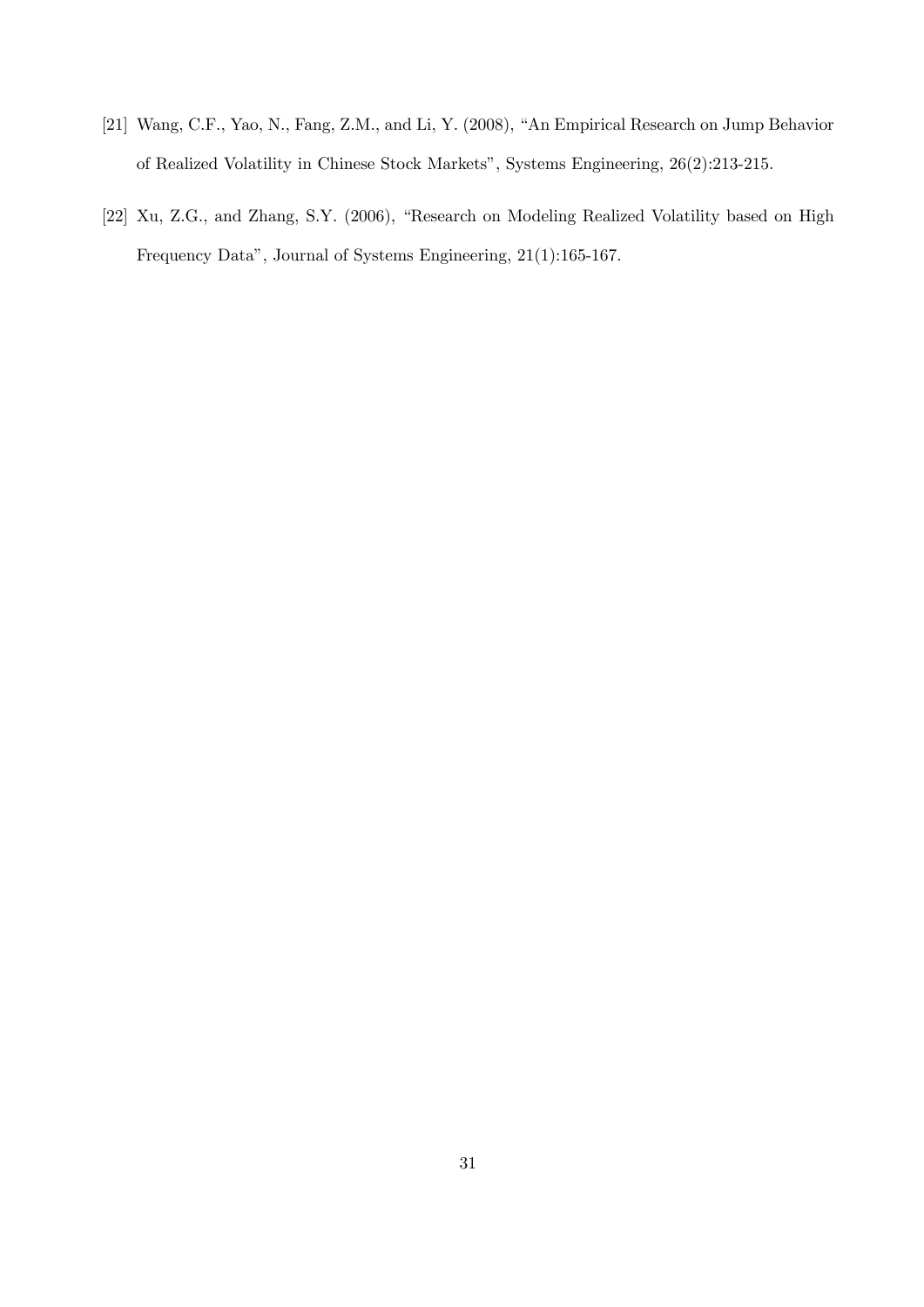[21] Wang, C.F., Yao, N., Fang, Z.M., and Li, Y. (2008), "An Empirical Research on Jump Behavior of Realized Volatility in Chinese Stock Markets", Systems Engineering, 26(2):213-215.

[22] Xu, Z.G., and Zhang, S.Y. (2006), "Research on Modeling Realized Volatility based on High Frequency Data", Journal of Systems Engineering, 21(1):165-167.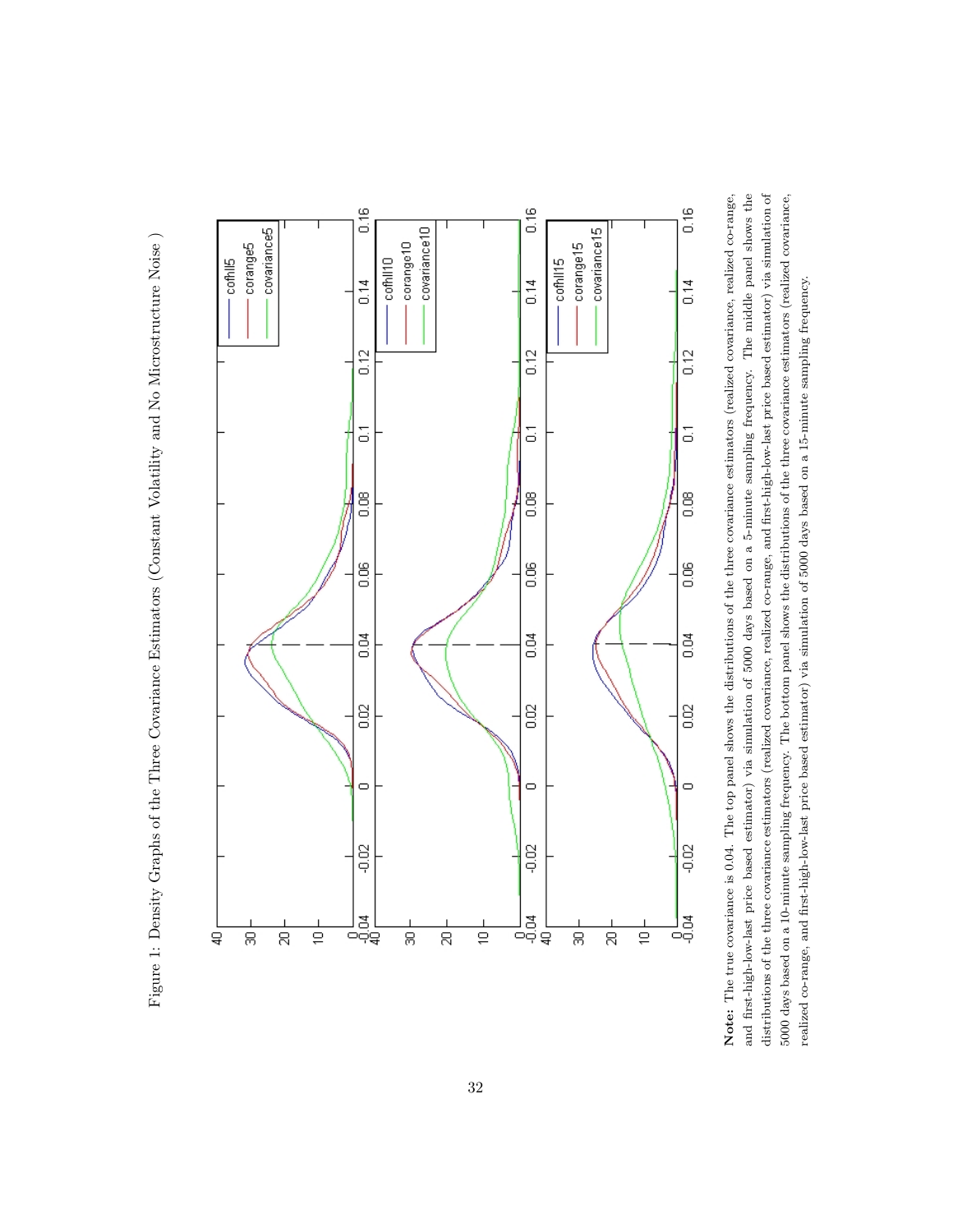Figure 1: Density Graphs of the Three Covariance Estimators (Constant Volatility and No Microstructure Noise )

**Note:** The true covariance is 0.04. The top panel shows the distributions of the three covariance estimators (realized covariance, realized co-range, and first-high-low-last price based estimator) via simulation of 5000 days based on a 5-minute sampling frequency. The middle panel shows the distributions of the three covariance estimators (realized covariance, realized co-range, and first-high-low-last price based estimator) via simulation of 5000 days based on a 10-minute sampling frequency. The bottom panel shows the distributions of the three covariance estimators (realized covariance, realized co-range, and first-high-low-last price based estimator) via simulation of 5000 days based on a 15-minute sampling frequency.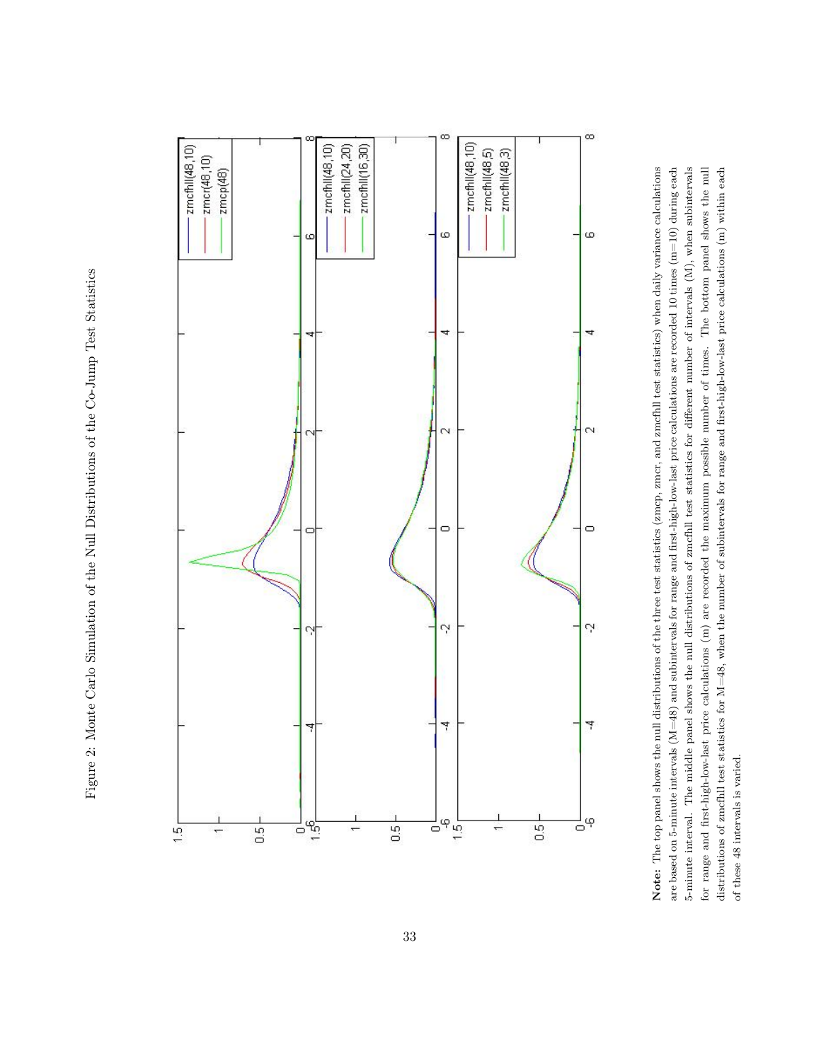Figure 2: Monte Carlo Simulation of the Null Distributions of the Co-Jump Test Statistics

**Note:** The top panel shows the null distributions of the three test statistics (zmcp, zmcr, and zmcfhll test statistics) when daily variance calculations are based on 5-minute intervals (M=48) and subintervals for range and first-high-low-last price calculations are recorded 10 times (m=10) during each 5-minute interval. The middle panel shows the null distributions of zmcfhll test statistics for different number of intervals (M), when subintervals for range and first-high-low-last price calculations (m) are recorded the maximum possible number of times. The bottom panel shows the null distributions of zmcfhll test statistics for M=48, when the number of subintervals for range and first-high-low-last price calculations (m) within each of these 48 intervals is varied.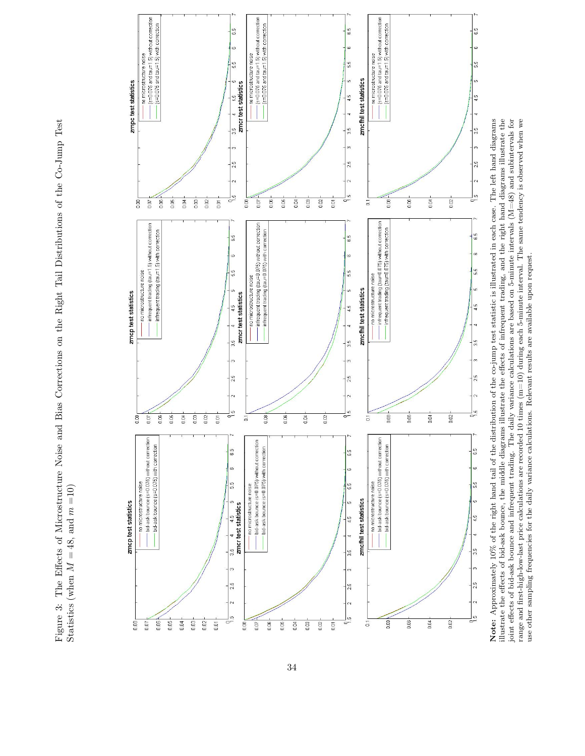Figure 3: The Effects of Microstructure Noise and Bias Corrections on the Right Tail Distributions of the Co-Jump Test Statistics (when $M = 48$, and $m = 10$)

**Note:** Approximately 10% of the right hand tail of the distribution of the co-jump test statistic is illustrated in each case. The left hand diagrams illustrate the effects of bid-ask bounce, the middle diagrams illustrate the effects of infrequent trading, and the right hand diagrams illustrate the joint effects of bid-ask bounce and infrequent trading. The daily variance calculations are based on 5-minute intervals (M=48) and subintervals for range and first-high-low-last price calculations are recorded 10 times (m=10) during each 5-minute interval. The same tendency is observed when we use other sampling frequencies for the daily variance calculations. Relevant results are available upon request.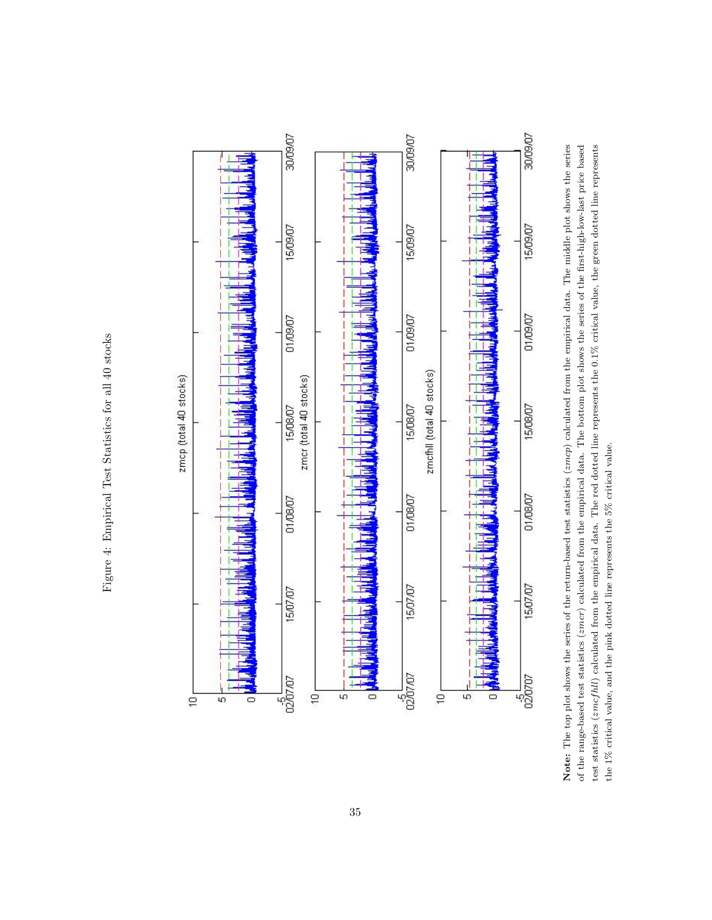Figure 4: Empirical Test Statistics for all 40 stocks

zmcp (total 40 stocks)

zmcr (total 40 stocks)

zmcfhll (total 40 stocks)

**Note:** The top plot shows the series of the return-based test statistics (*zmcp*) calculated from the empirical data. The middle plot shows the series of the range-based test statistics (*zmcr*) calculated from the empirical data. The bottom plot shows the series of the first-high-low-last price based test statistics (*zmcfhll*) calculated from the empirical data. The red dotted line represents the 0.1% critical value, the green dotted line represents the 1% critical value, and the pink dotted line represents the 5% critical value.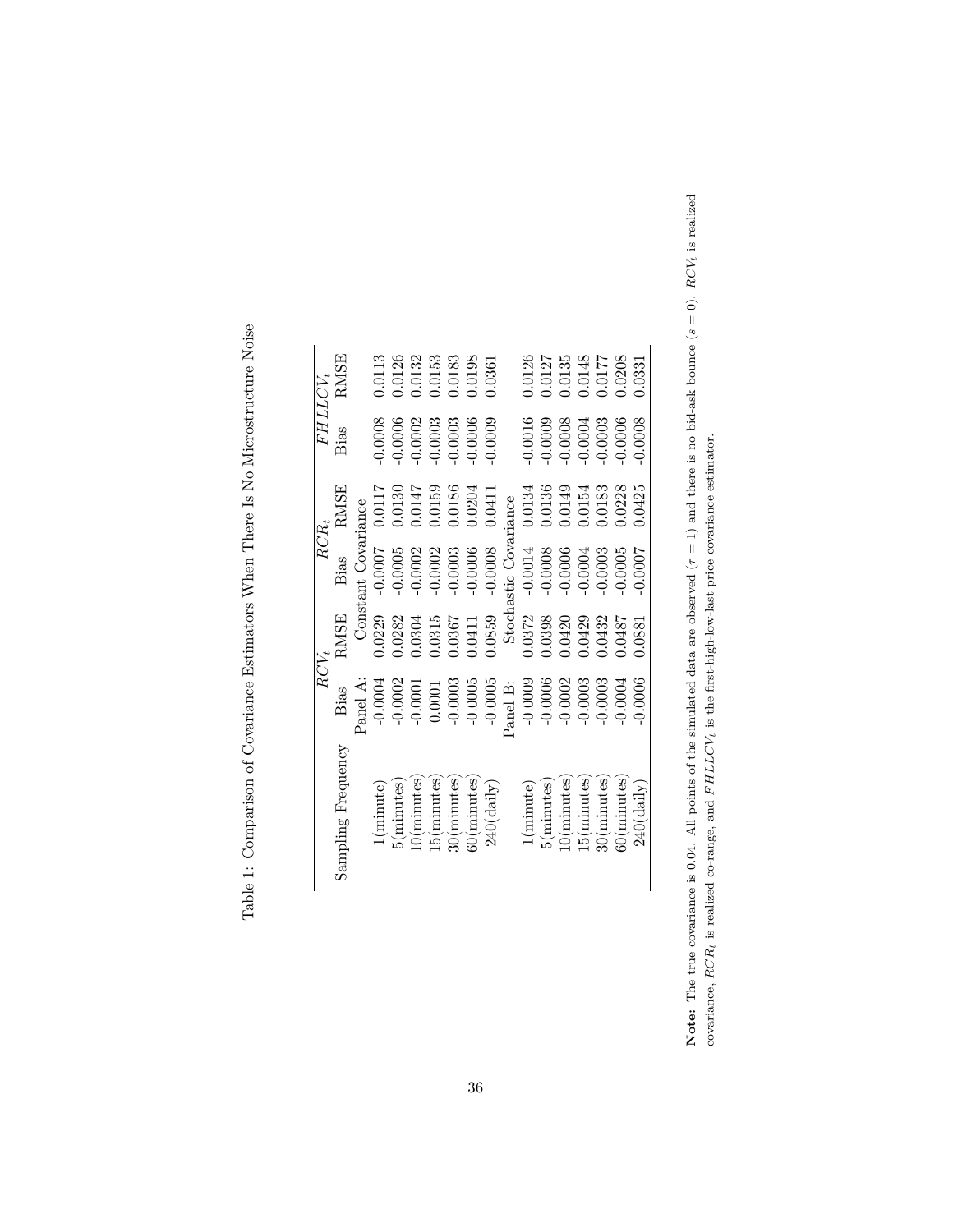Table 1: Comparison of Covariance Estimators When There Is No Microstructure Noise

| Sampling Frequency | $RCV_t$ | | $RCR_t$ | | $FHLLCV_t$ | |
|---|---|---|---|---|---|---|
| | Bias | RMSE | Bias | RMSE | Bias | RMSE |
| | Panel A: Constant Covariance | | | | | |
| 1(minute) | -0.0004 | 0.0229 | -0.0007 | 0.0117 | -0.0008 | 0.0113 |
| 5(minutes) | -0.0002 | 0.0282 | -0.0005 | 0.0130 | -0.0006 | 0.0126 |
| 10(minutes) | -0.0001 | 0.0304 | -0.0002 | 0.0147 | -0.0002 | 0.0132 |
| 15(minutes) | 0.0001 | 0.0315 | -0.0002 | 0.0159 | -0.0003 | 0.0153 |
| 30(minutes) | -0.0003 | 0.0367 | -0.0003 | 0.0186 | -0.0003 | 0.0183 |
| 60(minutes) | -0.0005 | 0.0411 | -0.0006 | 0.0204 | -0.0006 | 0.0198 |
| 240(daily) | -0.0005 | 0.0859 | -0.0008 | 0.0411 | -0.0009 | 0.0361 |
| | Panel B: Stochastic Covariance | | | | | |
| 1(minute) | -0.0009 | 0.0372 | -0.0014 | 0.0134 | -0.0016 | 0.0126 |
| 5(minutes) | -0.0006 | 0.0398 | -0.0008 | 0.0136 | -0.0009 | 0.0127 |
| 10(minutes) | -0.0002 | 0.0420 | -0.0006 | 0.0149 | -0.0008 | 0.0135 |
| 15(minutes) | -0.0003 | 0.0429 | -0.0004 | 0.0154 | -0.0004 | 0.0148 |
| 30(minutes) | -0.0003 | 0.0432 | -0.0003 | 0.0183 | -0.0003 | 0.0177 |
| 60(minutes) | -0.0004 | 0.0487 | -0.0005 | 0.0228 | -0.0006 | 0.0208 |
| 240(daily) | -0.0006 | 0.0881 | -0.0007 | 0.0425 | -0.0008 | 0.0331 |

**Note:** The true covariance is 0.04. All points of the simulated data are observed ($\tau = 1$) and there is no bid-ask bounce ($s = 0$). $RCV_t$ is realized covariance, $RCR_t$ is realized co-range, and $FHLLCV_t$ is the first-high-low-last price covariance estimator.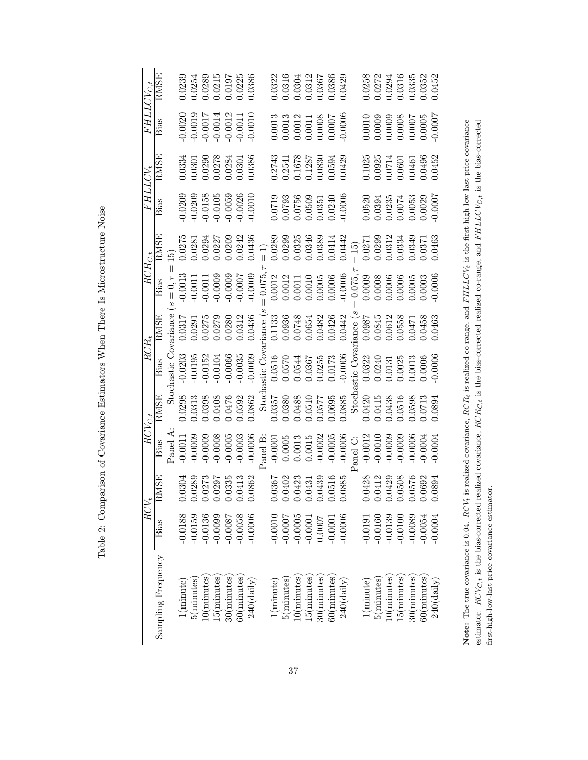Table 2: Comparison of Covariance Estimators When There Is Microstructure Noise

| Sampling Frequency | $RCV_t$ | | $RCV_{C,t}$ | | $RCR_t$ | | $RCR_{C,t}$ | | $FHLLCV_t$ | | $FHLLCV_{C,t}$ | |
|---|---|---|---|---|---|---|---|---|---|---|---|---|
| | Bias | RMSE | Bias | RMSE | Bias | RMSE | Bias | RMSE | Bias | RMSE | Bias | RMSE |
| | | | Panel A: | Stochastic Covariance ($s=0, \tau=15$) | | | | | | | | |
| 1(minute) | -0.0188 | 0.0304 | -0.0011 | 0.0298 | -0.0203 | 0.0317 | -0.0013 | 0.0275 | -0.0209 | 0.0334 | -0.0020 | 0.0239 |
| 5(minutes) | -0.0159 | 0.0289 | -0.0009 | 0.0313 | -0.0195 | 0.0291 | -0.0011 | 0.0281 | -0.0209 | 0.0301 | -0.0019 | 0.0254 |
| 10(minutes) | -0.0136 | 0.0273 | -0.0009 | 0.0398 | -0.0152 | 0.0275 | -0.0011 | 0.0294 | -0.0158 | 0.0290 | -0.0017 | 0.0289 |
| 15(minutes) | -0.0099 | 0.0297 | -0.0008 | 0.0408 | -0.0104 | 0.0279 | -0.0009 | 0.0227 | -0.0105 | 0.0278 | -0.0014 | 0.0215 |
| 30(minutes) | -0.0087 | 0.0335 | -0.0005 | 0.0476 | -0.0066 | 0.0280 | -0.0009 | 0.0209 | -0.0059 | 0.0284 | -0.0012 | 0.0197 |
| 60(minutes) | -0.0058 | 0.0413 | -0.0003 | 0.0592 | -0.0035 | 0.0312 | -0.0007 | 0.0242 | -0.0026 | 0.0301 | -0.0011 | 0.0225 |
| 240(daily) | -0.0006 | 0.0862 | -0.0006 | 0.0862 | -0.0009 | 0.0436 | -0.0009 | 0.0436 | -0.0010 | 0.0386 | -0.0010 | 0.0386 |
| | | | Panel B: | Stochastic Covariance ($s=0.075, \tau=1$) | | | | | | | | |
| 1(minute) | -0.0010 | 0.0367 | -0.0001 | 0.0357 | 0.0516 | 0.1133 | 0.0012 | 0.0289 | 0.0719 | 0.2743 | 0.0013 | 0.0322 |
| 5(minutes) | -0.0007 | 0.0402 | 0.0005 | 0.0380 | 0.0570 | 0.0936 | 0.0012 | 0.0299 | 0.0793 | 0.2541 | 0.0013 | 0.0316 |
| 10(minutes) | -0.0005 | 0.0423 | 0.0013 | 0.0488 | 0.0544 | 0.0748 | 0.0011 | 0.0325 | 0.0756 | 0.1678 | 0.0012 | 0.0304 |
| 15(minutes) | -0.0001 | 0.0431 | 0.0015 | 0.0510 | 0.0367 | 0.0654 | 0.0010 | 0.0346 | 0.0509 | 0.1287 | 0.0011 | 0.0312 |
| 30(minutes) | 0.0007 | 0.0439 | -0.0002 | 0.0577 | 0.0255 | 0.0482 | 0.0005 | 0.0389 | 0.0351 | 0.0830 | 0.0008 | 0.0367 |
| 60(minutes) | -0.0001 | 0.0516 | -0.0005 | 0.0695 | 0.0173 | 0.0426 | 0.0006 | 0.0414 | 0.0240 | 0.0594 | 0.0007 | 0.0386 |
| 240(daily) | -0.0006 | 0.0885 | -0.0006 | 0.0885 | -0.0006 | 0.0442 | -0.0006 | 0.0442 | -0.0006 | 0.0429 | -0.0006 | 0.0429 |
| | | | Panel C: | Stochastic Covariance ($s=0.075, \tau=15$) | | | | | | | | |
| 1(minute) | -0.0191 | 0.0428 | -0.0012 | 0.0420 | 0.0322 | 0.0987 | 0.0009 | 0.0271 | 0.0520 | 0.1025 | 0.0010 | 0.0258 |
| 5(minutes) | -0.0160 | 0.0412 | -0.0010 | 0.0415 | 0.0240 | 0.0845 | 0.0008 | 0.0299 | 0.0394 | 0.0925 | 0.0009 | 0.0272 |
| 10(minutes) | -0.0139 | 0.0429 | -0.0009 | 0.0438 | 0.0131 | 0.0612 | 0.0006 | 0.0312 | 0.0235 | 0.0714 | 0.0009 | 0.0294 |
| 15(minutes) | -0.0100 | 0.0508 | -0.0009 | 0.0516 | 0.0025 | 0.0558 | 0.0006 | 0.0334 | 0.0074 | 0.0601 | 0.0008 | 0.0316 |
| 30(minutes) | -0.0089 | 0.0576 | -0.0006 | 0.0598 | 0.0013 | 0.0471 | 0.0005 | 0.0349 | 0.0053 | 0.0461 | 0.0007 | 0.0335 |
| 60(minutes) | -0.0054 | 0.0692 | -0.0004 | 0.0713 | 0.0006 | 0.0458 | 0.0003 | 0.0371 | 0.0029 | 0.0496 | 0.0005 | 0.0352 |
| 240(daily) | -0.0004 | 0.0894 | -0.0004 | 0.0894 | -0.0006 | 0.0463 | -0.0006 | 0.0463 | -0.0007 | 0.0452 | -0.0007 | 0.0452 |

**Note:** The true covariance is 0.04. $RCV_t$ is realized covariance, $RCR_t$ is realized co-range, and $FHLLCV_t$ is the first-high-low-last price covariance estimator. $RCV_{C,t}$ is the bias-corrected realized covariance, $RCR_{C,t}$ is the bias-corrected realized co-range, and $FHLLCV_{C,t}$ is the bias-corrected first-high-low-last price covariance estimator.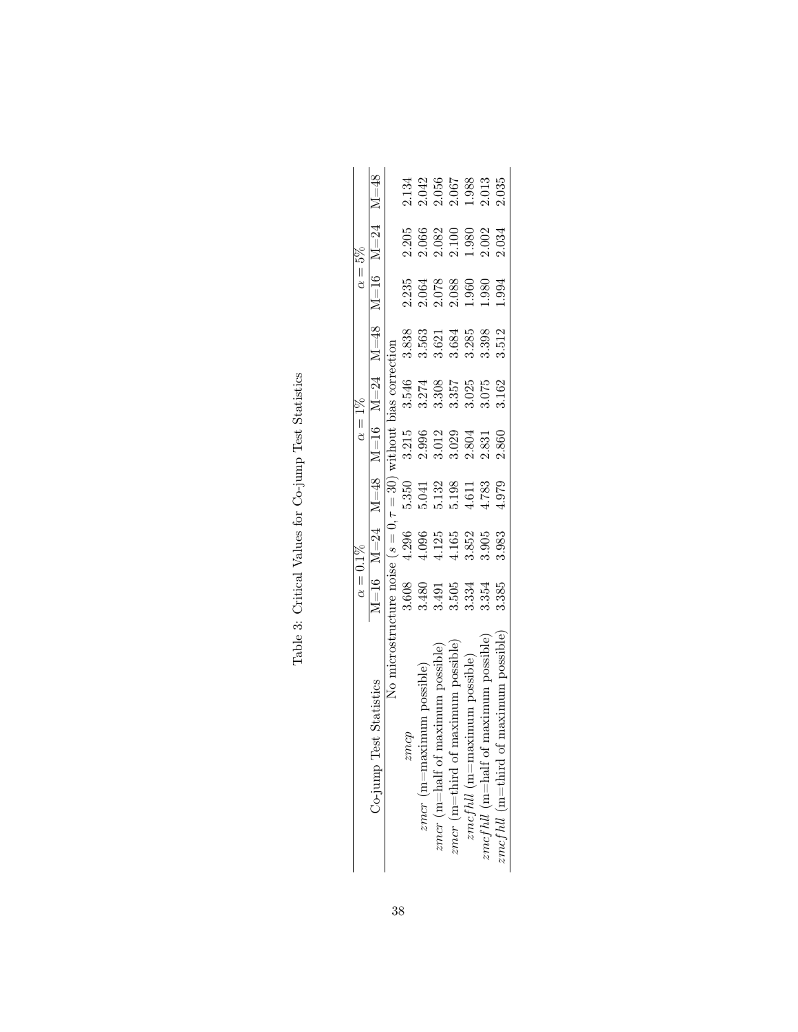Table 3: Critical Values for Co-jump Test Statistics

| Co-jump Test Statistics | $\alpha = 0.1\%$ | | | $\alpha = 1\%$ | | | $\alpha = 5\%$ | | |
|---|---|---|---|---|---|---|---|---|---|
| | M=16 | M=24 | M=48 | M=16 | M=24 | M=48 | M=16 | M=24 | M=48 |
| No microstructure noise ($s = 0, \tau = 30$) without bias correction | | | | | | | | | |
| $zmcp$ | 3.608 | 4.296 | 5.350 | 3.215 | 3.546 | 3.838 | 2.235 | 2.205 | 2.134 |
| $zmcr$ (m=maximum possible) | 3.480 | 4.096 | 5.041 | 2.996 | 3.274 | 3.563 | 2.064 | 2.066 | 2.042 |
| $zmcr$ (m=half of maximum possible) | 3.491 | 4.125 | 5.132 | 3.012 | 3.308 | 3.621 | 2.078 | 2.082 | 2.056 |
| $zmcr$ (m=third of maximum possible) | 3.505 | 4.165 | 5.198 | 3.029 | 3.357 | 3.684 | 2.088 | 2.100 | 2.067 |
| $zmcfhll$ (m=maximum possible) | 3.334 | 3.852 | 4.611 | 2.804 | 3.025 | 3.285 | 1.960 | 1.980 | 1.988 |
| $zmcfhll$ (m=half of maximum possible) | 3.354 | 3.905 | 4.783 | 2.831 | 3.075 | 3.398 | 1.980 | 2.002 | 2.013 |
| $zmcfhll$ (m=third of maximum possible) | 3.385 | 3.983 | 4.979 | 2.860 | 3.162 | 3.512 | 1.994 | 2.034 | 2.035 |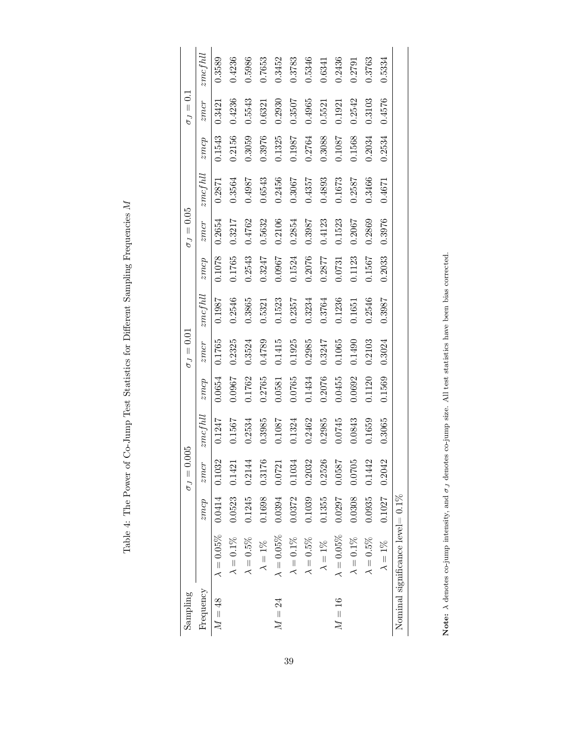Table 4: The Power of Co-Jump Test Statistics for Different Sampling Frequencies $M$

| Sampling Frequency | | $\sigma_J = 0.005$ | | | $\sigma_J = 0.01$ | | | $\sigma_J = 0.05$ | | | $\sigma_J = 0.1$ | | |
|---|---|---|---|---|---|---|---|---|---|---|---|---|---|
| | | $zmcp$ | $zmcr$ | $zmcfhll$ | $zmcp$ | $zmcr$ | $zmcfhll$ | $zmcp$ | $zmcr$ | $zmcfhll$ | $zmcp$ | $zmcr$ | $zmcfhll$ |
| $M = 48$ | $\lambda = 0.05\%$ | 0.0414 | 0.1032 | 0.1247 | 0.0654 | 0.1765 | 0.1987 | 0.1078 | 0.2654 | 0.2871 | 0.1543 | 0.3421 | 0.3589 |
| | $\lambda = 0.1\%$ | 0.0523 | 0.1421 | 0.1567 | 0.0967 | 0.2325 | 0.2546 | 0.1765 | 0.3217 | 0.3564 | 0.2156 | 0.4236 | 0.4236 |
| | $\lambda = 0.5\%$ | 0.1245 | 0.2144 | 0.2534 | 0.1762 | 0.3524 | 0.3865 | 0.2543 | 0.4762 | 0.4987 | 0.3059 | 0.5543 | 0.5986 |
| | $\lambda = 1\%$ | 0.1698 | 0.3176 | 0.3985 | 0.2765 | 0.4789 | 0.5321 | 0.3247 | 0.5632 | 0.6543 | 0.3976 | 0.6321 | 0.7653 |
| $M = 24$ | $\lambda = 0.05\%$ | 0.0394 | 0.0721 | 0.1087 | 0.0581 | 0.1415 | 0.1523 | 0.0967 | 0.2106 | 0.2456 | 0.1325 | 0.2930 | 0.3452 |
| | $\lambda = 0.1\%$ | 0.0372 | 0.1034 | 0.1324 | 0.0765 | 0.1925 | 0.2357 | 0.1524 | 0.2854 | 0.3067 | 0.1987 | 0.3507 | 0.3783 |
| | $\lambda = 0.5\%$ | 0.1039 | 0.2032 | 0.2462 | 0.1434 | 0.2985 | 0.3234 | 0.2076 | 0.3987 | 0.4357 | 0.2764 | 0.4965 | 0.5346 |
| | $\lambda = 1\%$ | 0.1355 | 0.2526 | 0.2985 | 0.2076 | 0.3247 | 0.3764 | 0.2877 | 0.4123 | 0.4893 | 0.3088 | 0.5521 | 0.6341 |
| $M = 16$ | $\lambda = 0.05\%$ | 0.0297 | 0.0587 | 0.0745 | 0.0455 | 0.1065 | 0.1236 | 0.0731 | 0.1523 | 0.1673 | 0.1087 | 0.1921 | 0.2436 |
| | $\lambda = 0.1\%$ | 0.0308 | 0.0705 | 0.0843 | 0.0692 | 0.1490 | 0.1651 | 0.1123 | 0.2067 | 0.2587 | 0.1568 | 0.2542 | 0.2791 |
| | $\lambda = 0.5\%$ | 0.0935 | 0.1442 | 0.1659 | 0.1120 | 0.2103 | 0.2546 | 0.1567 | 0.2869 | 0.3466 | 0.2034 | 0.3103 | 0.3763 |
| | $\lambda = 1\%$ | 0.1027 | 0.2042 | 0.3065 | 0.1569 | 0.3024 | 0.3987 | 0.2033 | 0.3976 | 0.4671 | 0.2534 | 0.4576 | 0.5334 |

Nominal significance level= 0.1%

**Note:** $\lambda$ denotes co-jump intensity, and $\sigma_J$ denotes co-jump size. All test statistics have been bias corrected.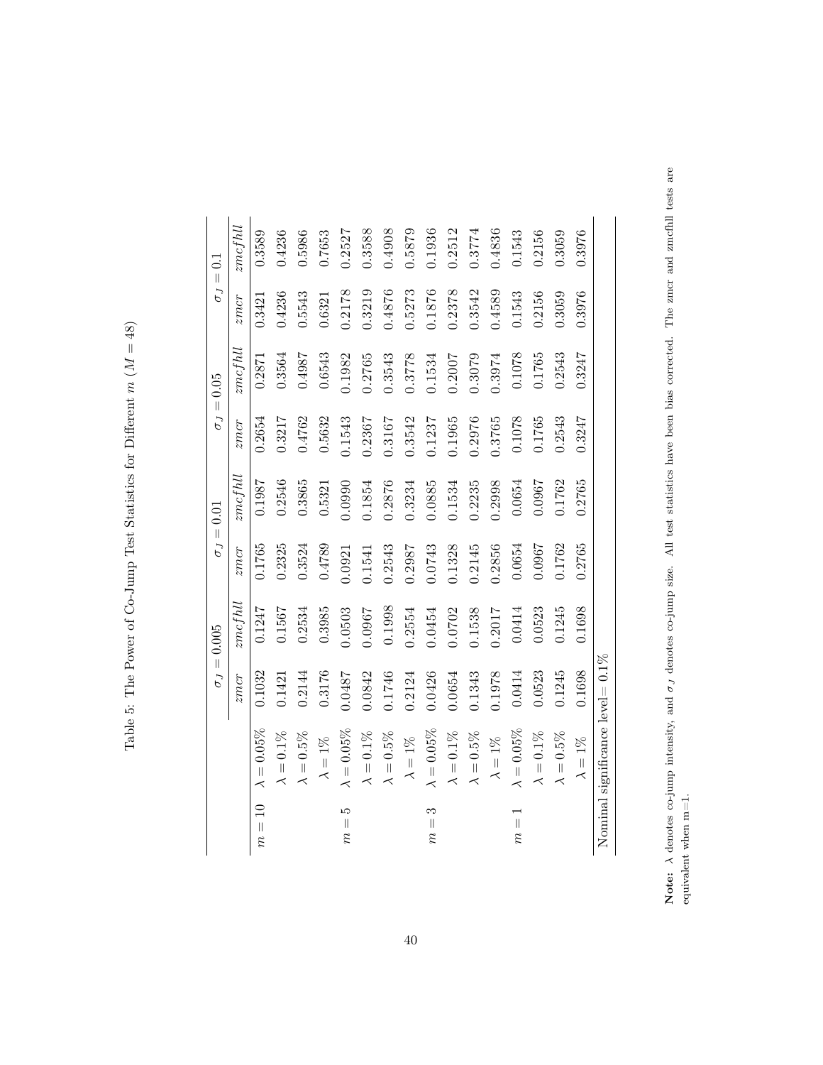Table 5: The Power of Co-Jump Test Statistics for Different $m$ ($M = 48$)

| | | $\sigma_J = 0.005$ | | $\sigma_J = 0.01$ | | $\sigma_J = 0.05$ | | $\sigma_J = 0.1$ | |
|---|---|---|---|---|---|---|---|---|---|
| | | $zmcr$ | $zmcfhll$ | $zmcr$ | $zmcfhll$ | $zmcr$ | $zmcfhll$ | $zmcr$ | $zmcfhll$ |
| $m = 10$ | $\lambda = 0.05\%$ | 0.1032 | 0.1247 | 0.1765 | 0.1987 | 0.2654 | 0.2871 | 0.3421 | 0.3589 |
| | $\lambda = 0.1\%$ | 0.1421 | 0.1567 | 0.2325 | 0.2546 | 0.3217 | 0.3564 | 0.4236 | 0.4236 |
| | $\lambda = 0.5\%$ | 0.2144 | 0.2534 | 0.3524 | 0.3865 | 0.4762 | 0.4987 | 0.5543 | 0.5986 |
| | $\lambda = 1\%$ | 0.3176 | 0.3985 | 0.4789 | 0.5321 | 0.5632 | 0.6543 | 0.6321 | 0.7653 |
| $m = 5$ | $\lambda = 0.05\%$ | 0.0487 | 0.0503 | 0.0921 | 0.0990 | 0.1543 | 0.1982 | 0.2178 | 0.2527 |
| | $\lambda = 0.1\%$ | 0.0842 | 0.0967 | 0.1541 | 0.1854 | 0.2367 | 0.2765 | 0.3219 | 0.3588 |
| | $\lambda = 0.5\%$ | 0.1746 | 0.1998 | 0.2543 | 0.2876 | 0.3167 | 0.3543 | 0.4876 | 0.4908 |
| | $\lambda = 1\%$ | 0.2124 | 0.2554 | 0.2987 | 0.3234 | 0.3542 | 0.3778 | 0.5273 | 0.5879 |
| $m = 3$ | $\lambda = 0.05\%$ | 0.0426 | 0.0454 | 0.0743 | 0.0885 | 0.1237 | 0.1534 | 0.1876 | 0.1936 |
| | $\lambda = 0.1\%$ | 0.0654 | 0.0702 | 0.1328 | 0.1534 | 0.1965 | 0.2007 | 0.2378 | 0.2512 |
| | $\lambda = 0.5\%$ | 0.1343 | 0.1538 | 0.2145 | 0.2235 | 0.2976 | 0.3079 | 0.3542 | 0.3774 |
| | $\lambda = 1\%$ | 0.1978 | 0.2017 | 0.2856 | 0.2998 | 0.3765 | 0.3974 | 0.4589 | 0.4836 |
| $m = 1$ | $\lambda = 0.05\%$ | 0.0414 | 0.0414 | 0.0654 | 0.0654 | 0.1078 | 0.1078 | 0.1543 | 0.1543 |
| | $\lambda = 0.1\%$ | 0.0523 | 0.0523 | 0.0967 | 0.0967 | 0.1765 | 0.1765 | 0.2156 | 0.2156 |
| | $\lambda = 0.5\%$ | 0.1245 | 0.1245 | 0.1762 | 0.1762 | 0.2543 | 0.2543 | 0.3059 | 0.3059 |
| | $\lambda = 1\%$ | 0.1698 | 0.1698 | 0.2765 | 0.2765 | 0.3247 | 0.3247 | 0.3976 | 0.3976 |
| Nominal significance level= 0.1% | | | | | | | | | |

**Note:** $\lambda$ denotes co-jump intensity, and $\sigma_J$ denotes co-jump size. All test statistics have been bias corrected. The zmcr and zmcfhll tests are equivalent when m=1.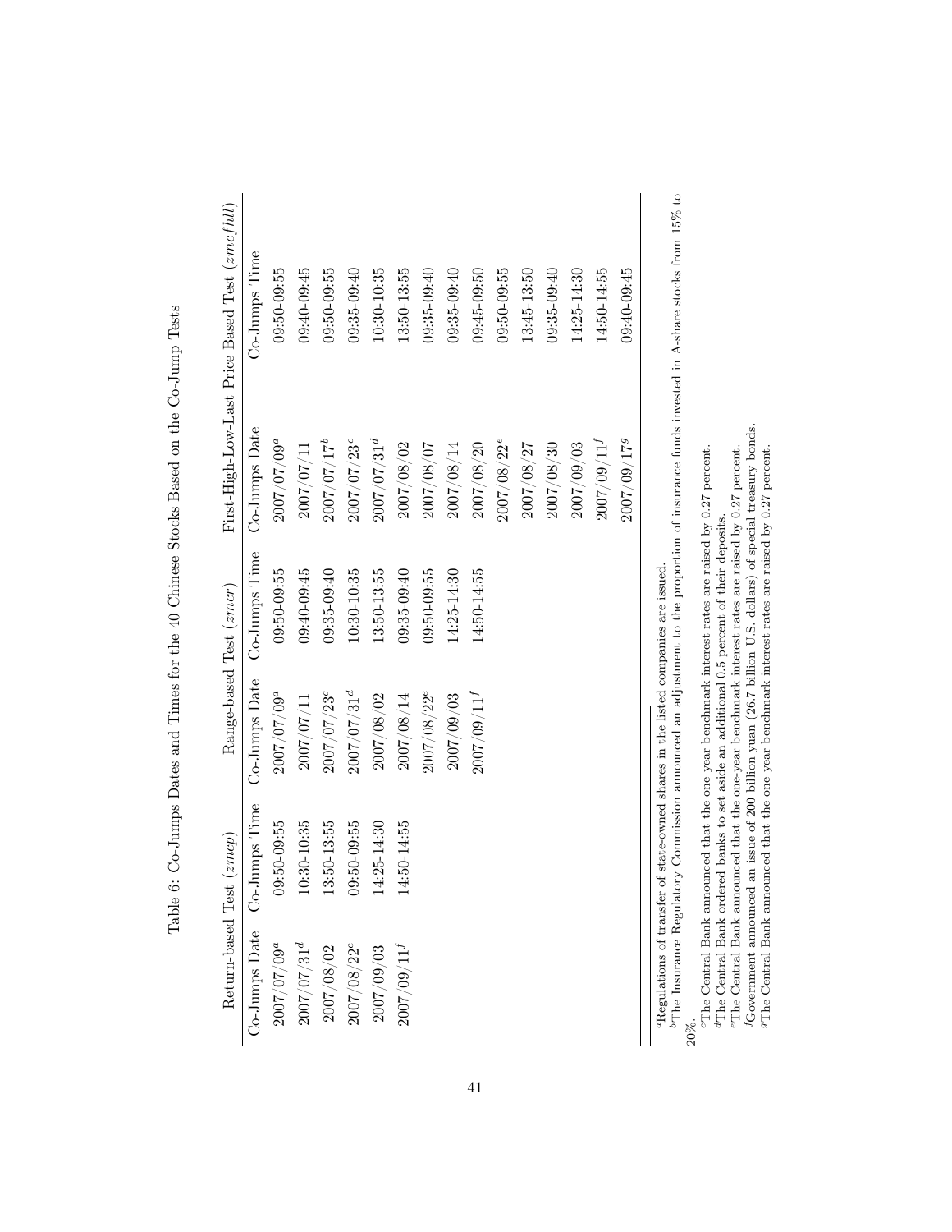Table 6: Co-Jumps Dates and Times for the 40 Chinese Stocks Based on the Co-Jump Tests

| Return-based Test ($zmcp$) | | Range-based Test ($zmcr$) | | First-High-Low-Last Price Based Test ($zmcfhll$) | |
|---|---|---|---|---|---|
| Co-Jumps Date | Co-Jumps Time | Co-Jumps Date | Co-Jumps Time | Co-Jumps Date | Co-Jumps Time |
| 2007/07/09[a] | 09:50-09:55 | 2007/07/09[a] | 09:50-09:55 | 2007/07/09[a] | 09:50-09:55 |
| 2007/07/31[d] | 10:30-10:35 | 2007/07/11 | 09:40-09:45 | 2007/07/11 | 09:40-09:45 |
| 2007/08/02 | 13:50-13:55 | 2007/07/23[c] | 09:35-09:40 | 2007/07/17[b] | 09:50-09:55 |
| 2007/08/22[e] | 09:50-09:55 | 2007/07/31[d] | 10:30-10:35 | 2007/07/23[c] | 09:35-09:40 |
| 2007/09/03 | 14:25-14:30 | 2007/08/02 | 13:50-13:55 | 2007/07/31[d] | 10:30-10:35 |
| 2007/09/11[f] | 14:50-14:55 | 2007/08/14 | 09:35-09:40 | 2007/08/02 | 13:50-13:55 |
| | | 2007/08/22[e] | 09:50-09:55 | 2007/08/07 | 09:35-09:40 |
| | | 2007/09/03 | 14:25-14:30 | 2007/08/14 | 09:35-09:40 |
| | | 2007/09/11[f] | 14:50-14:55 | 2007/08/20 | 09:45-09:50 |
| | | | | 2007/08/22[e] | 09:50-09:55 |
| | | | | 2007/08/27 | 13:45-13:50 |
| | | | | 2007/08/30 | 09:35-09:40 |
| | | | | 2007/09/03 | 14:25-14:30 |
| | | | | 2007/09/11[f] | 14:50-14:55 |
| | | | | 2007/09/17[g] | 09:40-09:45 |

[a] Regulations of transfer of state-owned shares in the listed companies are issued.

[b] The Insurance Regulatory Commission announced an adjustment to the proportion of insurance funds invested in A-share stocks from 15% to 20%.

[c] The Central Bank announced that the one-year benchmark interest rates are raised by 0.27 percent.

[d] The Central Bank ordered banks to set aside an additional 0.5 percent of their deposits.

[e] The Central Bank announced that the one-year benchmark interest rates are raised by 0.27 percent.

[f] Government announced an issue of 200 billion yuan (26.7 billion U.S. dollars) of special treasury bonds.

[g] The Central Bank announced that the one-year benchmark interest rates are raised by 0.27 percent.